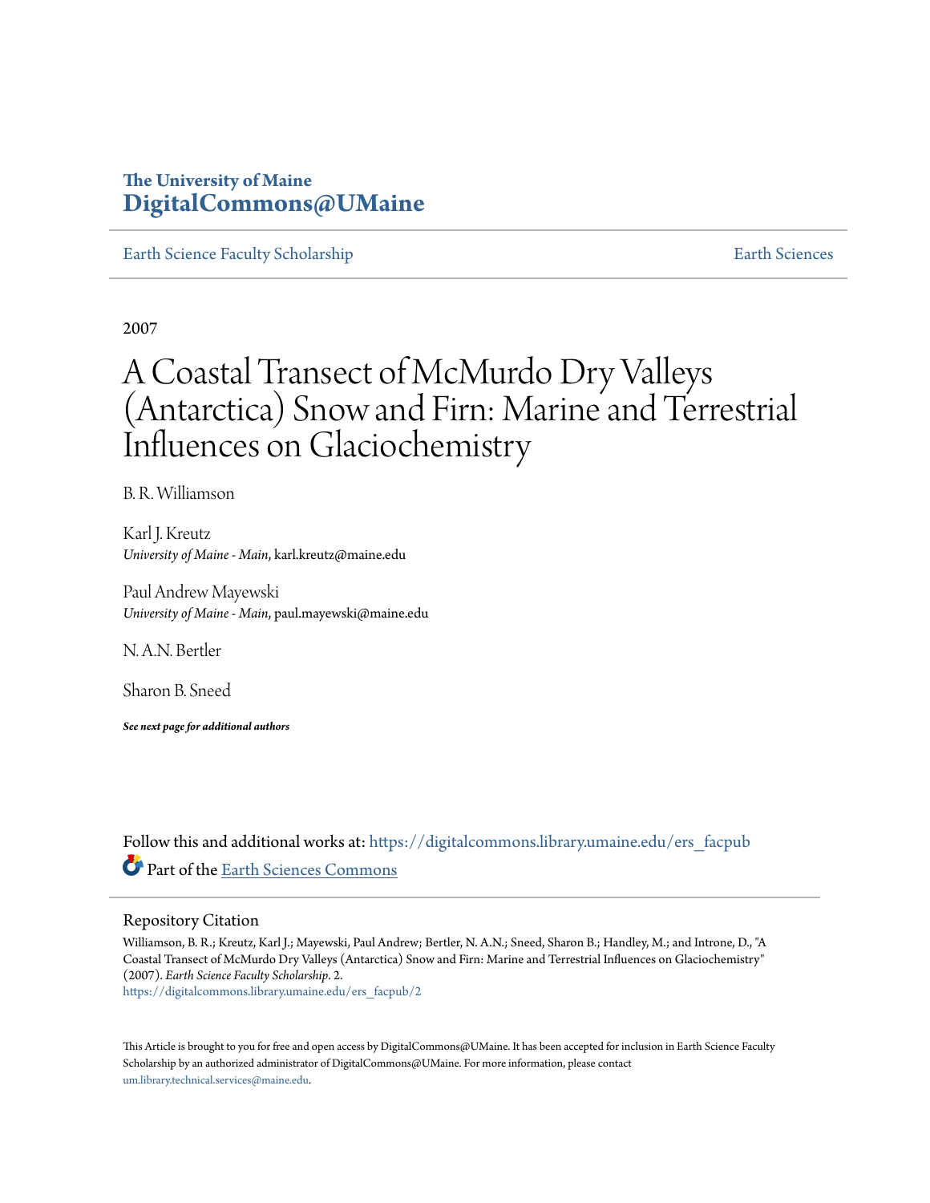The University of Maine
**DigitalCommons@UMaine**

Earth Science Faculty Scholarship | Earth Sciences

2007

# A Coastal Transect of McMurdo Dry Valleys (Antarctica) Snow and Firn: Marine and Terrestrial Influences on Glaciochemistry

B. R. Williamson

Karl J. Kreutz
*University of Maine - Main*, karl.kreutz@maine.edu

Paul Andrew Mayewski
*University of Maine - Main*, paul.mayewski@maine.edu

N. A.N. Bertler

Sharon B. Sneed

***See next page for additional authors***

Follow this and additional works at: https://digitalcommons.library.umaine.edu/ers_facpub

Part of the Earth Sciences Commons

## Repository Citation

Williamson, B. R.; Kreutz, Karl J.; Mayewski, Paul Andrew; Bertler, N. A.N.; Sneed, Sharon B.; Handley, M.; and Introne, D., "A Coastal Transect of McMurdo Dry Valleys (Antarctica) Snow and Firn: Marine and Terrestrial Influences on Glaciochemistry" (2007). *Earth Science Faculty Scholarship*. 2.
https://digitalcommons.library.umaine.edu/ers_facpub/2

This Article is brought to you for free and open access by DigitalCommons@UMaine. It has been accepted for inclusion in Earth Science Faculty Scholarship by an authorized administrator of DigitalCommons@UMaine. For more information, please contact um.library.technical.services@maine.edu.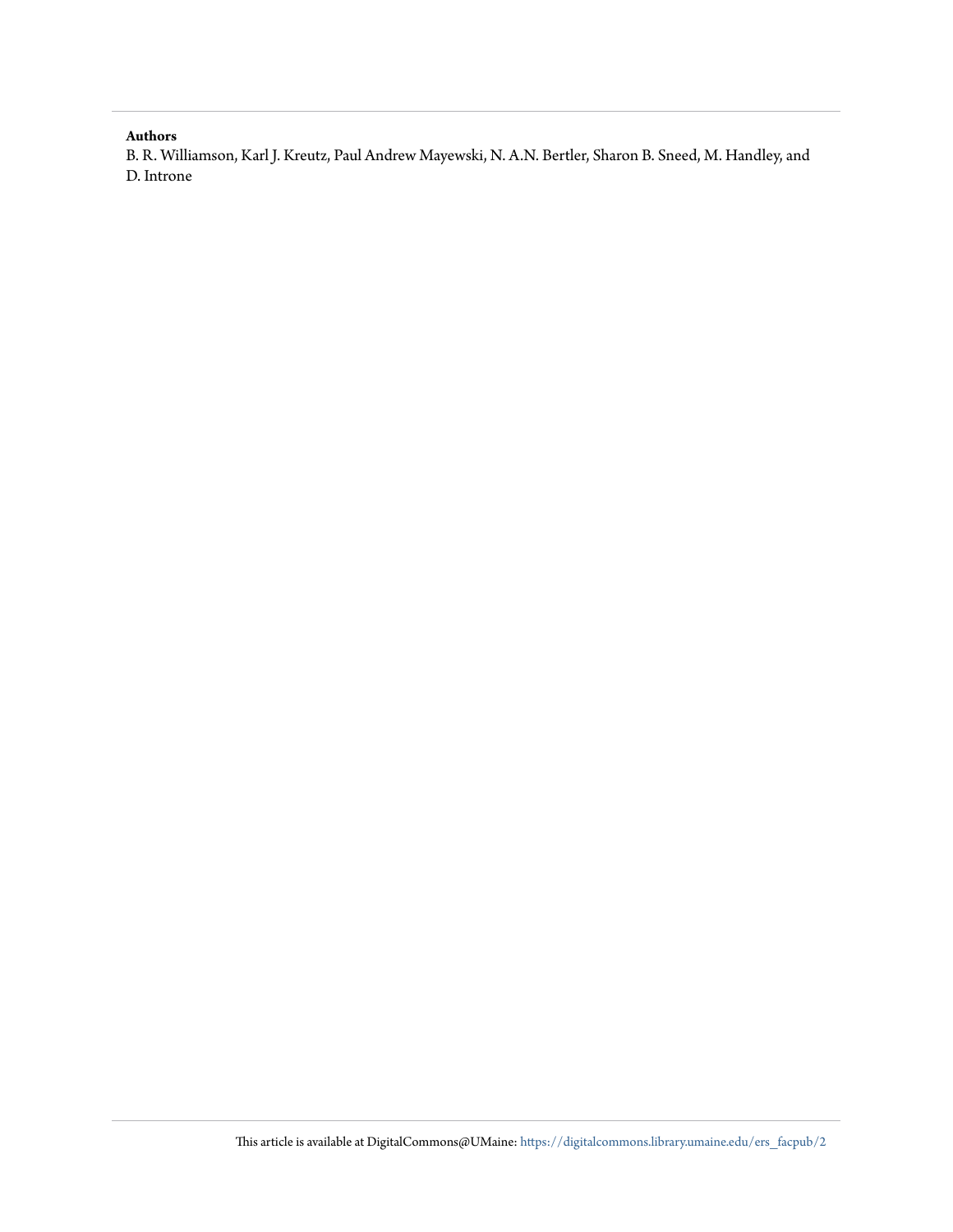**Authors**

B. R. Williamson, Karl J. Kreutz, Paul Andrew Mayewski, N. A.N. Bertler, Sharon B. Sneed, M. Handley, and D. Introne

This article is available at DigitalCommons@UMaine: https://digitalcommons.library.umaine.edu/ers_facpub/2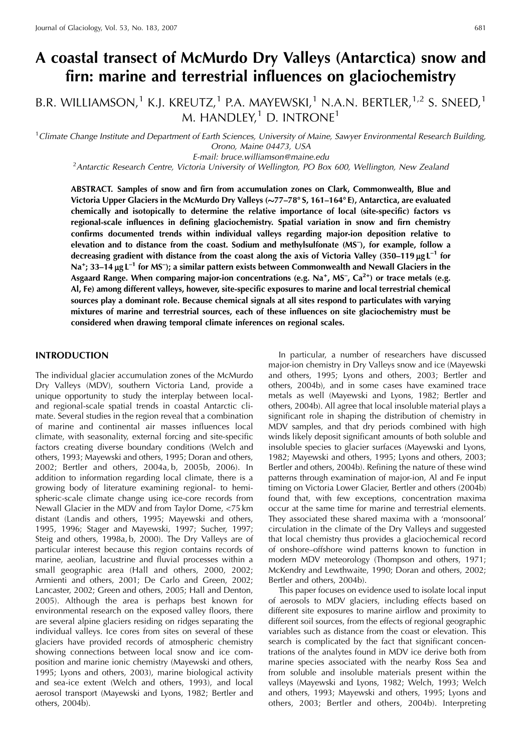# A coastal transect of McMurdo Dry Valleys (Antarctica) snow and firn: marine and terrestrial influences on glaciochemistry

B.R. WILLIAMSON,[1] K.J. KREUTZ,[1] P.A. MAYEWSKI,[1] N.A.N. BERTLER,[1,2] S. SNEED,[1] M. HANDLEY,[1] D. INTRONE[1]

[1]*Climate Change Institute and Department of Earth Sciences, University of Maine, Sawyer Environmental Research Building, Orono, Maine 04473, USA*

*E-mail: bruce.williamson@maine.edu*

[2]*Antarctic Research Centre, Victoria University of Wellington, PO Box 600, Wellington, New Zealand*

**ABSTRACT. Samples of snow and firn from accumulation zones on Clark, Commonwealth, Blue and Victoria Upper Glaciers in the McMurdo Dry Valleys (~77–78° S, 161–164° E), Antarctica, are evaluated chemically and isotopically to determine the relative importance of local (site-specific) factors vs regional-scale influences in defining glaciochemistry. Spatial variation in snow and firn chemistry confirms documented trends within individual valleys regarding major-ion deposition relative to elevation and to distance from the coast. Sodium and methylsulfonate ($MS^-$), for example, follow a decreasing gradient with distance from the coast along the axis of Victoria Valley (350–119 $\mu g L^{-1}$ for $Na^+$; 33–14 $\mu g L^{-1}$ for $MS^-$); a similar pattern exists between Commonwealth and Newall Glaciers in the Asgaard Range. When comparing major-ion concentrations (e.g. $Na^+$, $MS^-$, $Ca^{2+}$) or trace metals (e.g. Al, Fe) among different valleys, however, site-specific exposures to marine and local terrestrial chemical sources play a dominant role. Because chemical signals at all sites respond to particulates with varying mixtures of marine and terrestrial sources, each of these influences on site glaciochemistry must be considered when drawing temporal climate inferences on regional scales.**

## INTRODUCTION

The individual glacier accumulation zones of the McMurdo Dry Valleys (MDV), southern Victoria Land, provide a unique opportunity to study the interplay between local- and regional-scale spatial trends in coastal Antarctic climate. Several studies in the region reveal that a combination of marine and continental air masses influences local climate, with seasonality, external forcing and site-specific factors creating diverse boundary conditions (Welch and others, 1993; Mayewski and others, 1995; Doran and others, 2002; Bertler and others, 2004a, b, 2005b, 2006). In addition to information regarding local climate, there is a growing body of literature examining regional- to hemispheric-scale climate change using ice-core records from Newall Glacier in the MDV and from Taylor Dome, <75 km distant (Landis and others, 1995; Mayewski and others, 1995, 1996; Stager and Mayewski, 1997; Sucher, 1997; Steig and others, 1998a, b, 2000). The Dry Valleys are of particular interest because this region contains records of marine, aeolian, lacustrine and fluvial processes within a small geographic area (Hall and others, 2000, 2002; Armienti and others, 2001; De Carlo and Green, 2002; Lancaster, 2002; Green and others, 2005; Hall and Denton, 2005). Although the area is perhaps best known for environmental research on the exposed valley floors, there are several alpine glaciers residing on ridges separating the individual valleys. Ice cores from sites on several of these glaciers have provided records of atmospheric chemistry showing connections between local snow and ice composition and marine ionic chemistry (Mayewski and others, 1995; Lyons and others, 2003), marine biological activity and sea-ice extent (Welch and others, 1993), and local aerosol transport (Mayewski and Lyons, 1982; Bertler and others, 2004b).

In particular, a number of researchers have discussed major-ion chemistry in Dry Valleys snow and ice (Mayewski and others, 1995; Lyons and others, 2003; Bertler and others, 2004b), and in some cases have examined trace metals as well (Mayewski and Lyons, 1982; Bertler and others, 2004b). All agree that local insoluble material plays a significant role in shaping the distribution of chemistry in MDV samples, and that dry periods combined with high winds likely deposit significant amounts of both soluble and insoluble species to glacier surfaces (Mayewski and Lyons, 1982; Mayewski and others, 1995; Lyons and others, 2003; Bertler and others, 2004b). Refining the nature of these wind patterns through examination of major-ion, Al and Fe input timing on Victoria Lower Glacier, Bertler and others (2004b) found that, with few exceptions, concentration maxima occur at the same time for marine and terrestrial elements. They associated these shared maxima with a 'monsoonal' circulation in the climate of the Dry Valleys and suggested that local chemistry thus provides a glaciochemical record of onshore–offshore wind patterns known to function in modern MDV meteorology (Thompson and others, 1971; McKendry and Lewthwaite, 1990; Doran and others, 2002; Bertler and others, 2004b).

This paper focuses on evidence used to isolate local input of aerosols to MDV glaciers, including effects based on different site exposures to marine airflow and proximity to different soil sources, from the effects of regional geographic variables such as distance from the coast or elevation. This search is complicated by the fact that significant concentrations of the analytes found in MDV ice derive both from marine species associated with the nearby Ross Sea and from soluble and insoluble materials present within the valleys (Mayewski and Lyons, 1982; Welch, 1993; Welch and others, 1993; Mayewski and others, 1995; Lyons and others, 2003; Bertler and others, 2004b). Interpreting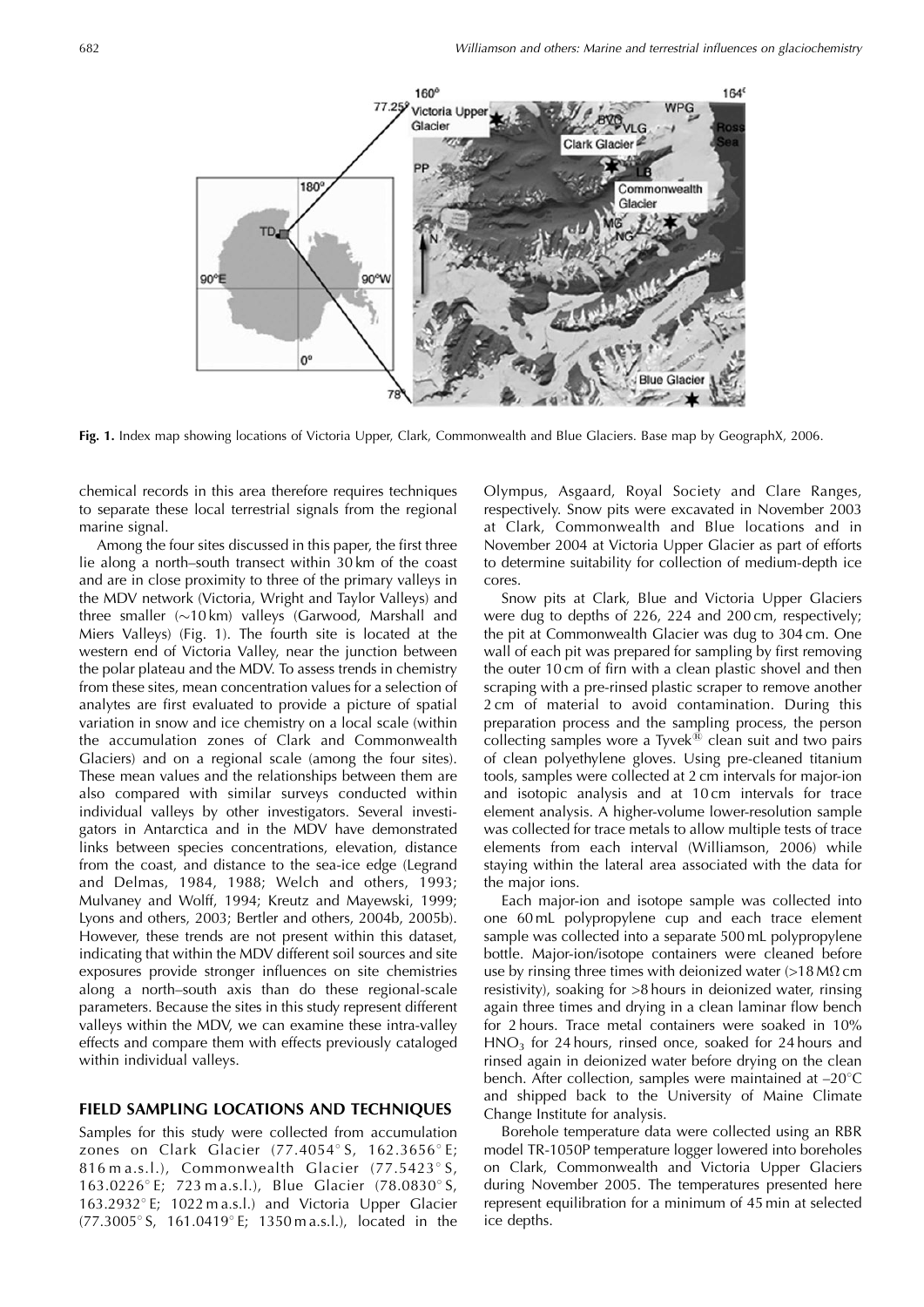**Fig. 1.** Index map showing locations of Victoria Upper, Clark, Commonwealth and Blue Glaciers. Base map by GeographX, 2006.

chemical records in this area therefore requires techniques to separate these local terrestrial signals from the regional marine signal.

Among the four sites discussed in this paper, the first three lie along a north–south transect within 30 km of the coast and are in close proximity to three of the primary valleys in the MDV network (Victoria, Wright and Taylor Valleys) and three smaller (~10 km) valleys (Garwood, Marshall and Miers Valleys) (Fig. 1). The fourth site is located at the western end of Victoria Valley, near the junction between the polar plateau and the MDV. To assess trends in chemistry from these sites, mean concentration values for a selection of analytes are first evaluated to provide a picture of spatial variation in snow and ice chemistry on a local scale (within the accumulation zones of Clark and Commonwealth Glaciers) and on a regional scale (among the four sites). These mean values and the relationships between them are also compared with similar surveys conducted within individual valleys by other investigators. Several investigators in Antarctica and in the MDV have demonstrated links between species concentrations, elevation, distance from the coast, and distance to the sea-ice edge (Legrand and Delmas, 1984, 1988; Welch and others, 1993; Mulvaney and Wolff, 1994; Kreutz and Mayewski, 1999; Lyons and others, 2003; Bertler and others, 2004b, 2005b). However, these trends are not present within this dataset, indicating that within the MDV different soil sources and site exposures provide stronger influences on site chemistries along a north–south axis than do these regional-scale parameters. Because the sites in this study represent different valleys within the MDV, we can examine these intra-valley effects and compare them with effects previously cataloged within individual valleys.

## FIELD SAMPLING LOCATIONS AND TECHNIQUES

Samples for this study were collected from accumulation zones on Clark Glacier (77.4054° S, 162.3656° E; 816 m a.s.l.), Commonwealth Glacier (77.5423° S, 163.0226° E; 723 m a.s.l.), Blue Glacier (78.0830° S, 163.2932° E; 1022 m a.s.l.) and Victoria Upper Glacier (77.3005° S, 161.0419° E; 1350 m a.s.l.), located in the Olympus, Asgaard, Royal Society and Clare Ranges, respectively. Snow pits were excavated in November 2003 at Clark, Commonwealth and Blue locations and in November 2004 at Victoria Upper Glacier as part of efforts to determine suitability for collection of medium-depth ice cores.

Snow pits at Clark, Blue and Victoria Upper Glaciers were dug to depths of 226, 224 and 200 cm, respectively; the pit at Commonwealth Glacier was dug to 304 cm. One wall of each pit was prepared for sampling by first removing the outer 10 cm of firn with a clean plastic shovel and then scraping with a pre-rinsed plastic scraper to remove another 2 cm of material to avoid contamination. During this preparation process and the sampling process, the person collecting samples wore a Tyvek® clean suit and two pairs of clean polyethylene gloves. Using pre-cleaned titanium tools, samples were collected at 2 cm intervals for major-ion and isotopic analysis and at 10 cm intervals for trace element analysis. A higher-volume lower-resolution sample was collected for trace metals to allow multiple tests of trace elements from each interval (Williamson, 2006) while staying within the lateral area associated with the data for the major ions.

Each major-ion and isotope sample was collected into one 60 mL polypropylene cup and each trace element sample was collected into a separate 500 mL polypropylene bottle. Major-ion/isotope containers were cleaned before use by rinsing three times with deionized water (>18 MΩ cm resistivity), soaking for >8 hours in deionized water, rinsing again three times and drying in a clean laminar flow bench for 2 hours. Trace metal containers were soaked in 10% $HNO_3$ for 24 hours, rinsed once, soaked for 24 hours and rinsed again in deionized water before drying on the clean bench. After collection, samples were maintained at –20°C and shipped back to the University of Maine Climate Change Institute for analysis.

Borehole temperature data were collected using an RBR model TR-1050P temperature logger lowered into boreholes on Clark, Commonwealth and Victoria Upper Glaciers during November 2005. The temperatures presented here represent equilibration for a minimum of 45 min at selected ice depths.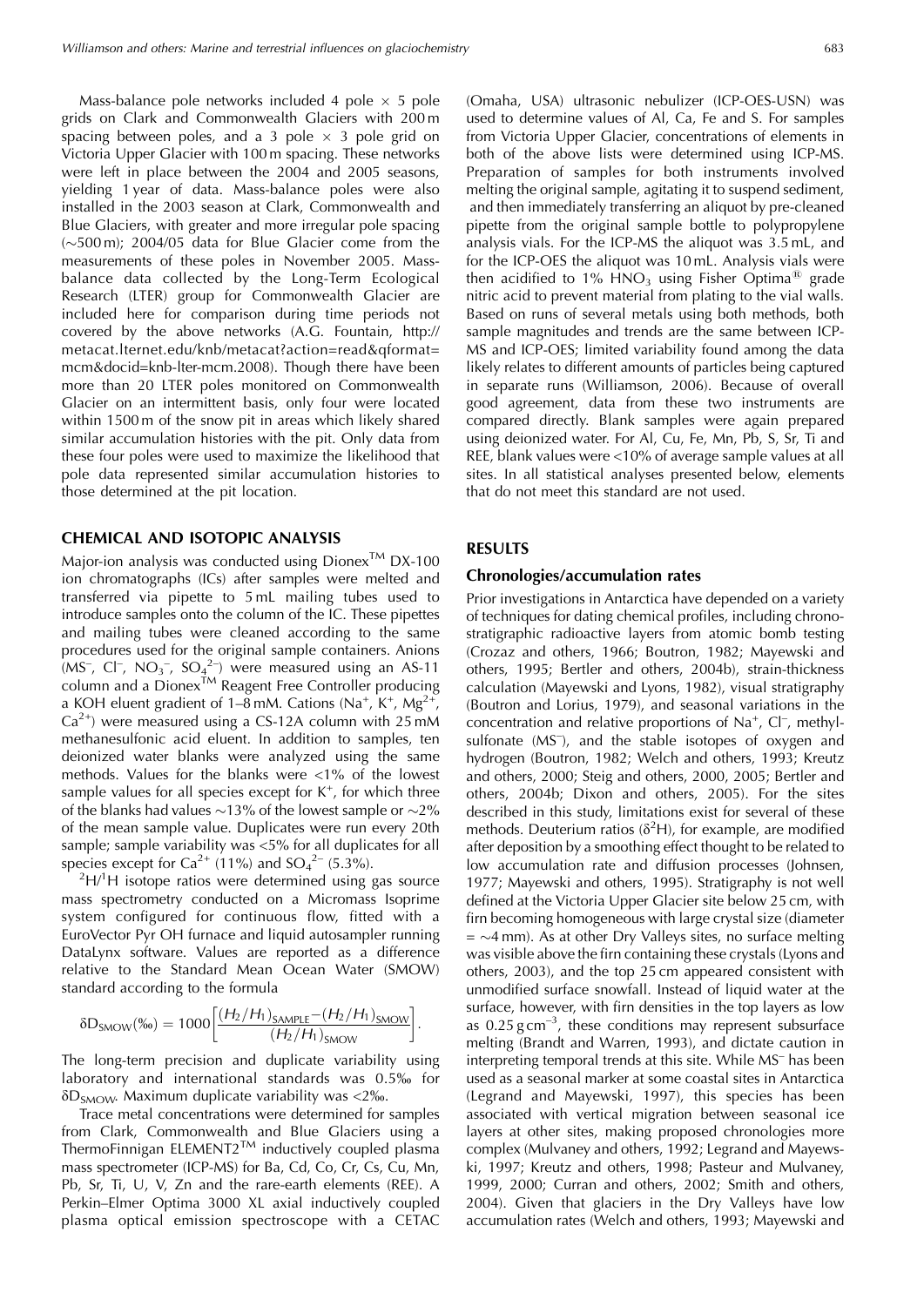Mass-balance pole networks included 4 pole × 5 pole grids on Clark and Commonwealth Glaciers with 200 m spacing between poles, and a 3 pole × 3 pole grid on Victoria Upper Glacier with 100 m spacing. These networks were left in place between the 2004 and 2005 seasons, yielding 1 year of data. Mass-balance poles were also installed in the 2003 season at Clark, Commonwealth and Blue Glaciers, with greater and more irregular pole spacing (~500 m); 2004/05 data for Blue Glacier come from the measurements of these poles in November 2005. Mass-balance data collected by the Long-Term Ecological Research (LTER) group for Commonwealth Glacier are included here for comparison during time periods not covered by the above networks (A.G. Fountain, http://metacat.lternet.edu/knb/metacat?action=read&qformat=mcm&docid=knb-lter-mcm.2008). Though there have been more than 20 LTER poles monitored on Commonwealth Glacier on an intermittent basis, only four were located within 1500 m of the snow pit in areas which likely shared similar accumulation histories with the pit. Only data from these four poles were used to maximize the likelihood that pole data represented similar accumulation histories to those determined at the pit location.

## CHEMICAL AND ISOTOPIC ANALYSIS

Major-ion analysis was conducted using Dionex™ DX-100 ion chromatographs (ICs) after samples were melted and transferred via pipette to 5 mL mailing tubes used to introduce samples onto the column of the IC. These pipettes and mailing tubes were cleaned according to the same procedures used for the original sample containers. Anions ($MS^-$, $Cl^-$, $NO_3^-$, $SO_4^{2-}$) were measured using an AS-11 column and a Dionex™ Reagent Free Controller producing a KOH eluent gradient of 1–8 mM. Cations ($Na^+$, $K^+$, $Mg^{2+}$, $Ca^{2+}$) were measured using a CS-12A column with 25 mM methanesulfonic acid eluent. In addition to samples, ten deionized water blanks were analyzed using the same methods. Values for the blanks were <1% of the lowest sample values for all species except for $K^+$, for which three of the blanks had values ~13% of the lowest sample or ~2% of the mean sample value. Duplicates were run every 20th sample; sample variability was <5% for all duplicates for all species except for $Ca^{2+}$ (11%) and $SO_4^{2-}$ (5.3%).

$^2H/^1H$ isotope ratios were determined using gas source mass spectrometry conducted on a Micromass Isoprime system configured for continuous flow, fitted with a EuroVector Pyr OH furnace and liquid autosampler running DataLynx software. Values are reported as a difference relative to the Standard Mean Ocean Water (SMOW) standard according to the formula

$$\delta D_{SMOW}(‰) = 1000\left[\frac{(H_2/H_1)_{SAMPLE} - (H_2/H_1)_{SMOW}}{(H_2/H_1)_{SMOW}}\right].$$

The long-term precision and duplicate variability using laboratory and international standards was 0.5‰ for $\delta D_{SMOW}$. Maximum duplicate variability was <2‰.

Trace metal concentrations were determined for samples from Clark, Commonwealth and Blue Glaciers using a ThermoFinnigan ELEMENT2™ inductively coupled plasma mass spectrometer (ICP-MS) for Ba, Cd, Co, Cr, Cs, Cu, Mn, Pb, Sr, Ti, U, V, Zn and the rare-earth elements (REE). A Perkin–Elmer Optima 3000 XL axial inductively coupled plasma optical emission spectroscope with a CETAC (Omaha, USA) ultrasonic nebulizer (ICP-OES-USN) was used to determine values of Al, Ca, Fe and S. For samples from Victoria Upper Glacier, concentrations of elements in both of the above lists were determined using ICP-MS. Preparation of samples for both instruments involved melting the original sample, agitating it to suspend sediment, and then immediately transferring an aliquot by pre-cleaned pipette from the original sample bottle to polypropylene analysis vials. For the ICP-MS the aliquot was 3.5 mL, and for the ICP-OES the aliquot was 10 mL. Analysis vials were then acidified to 1% $HNO_3$ using Fisher Optima® grade nitric acid to prevent material from plating to the vial walls. Based on runs of several metals using both methods, both sample magnitudes and trends are the same between ICP-MS and ICP-OES; limited variability found among the data likely relates to different amounts of particles being captured in separate runs (Williamson, 2006). Because of overall good agreement, data from these two instruments are compared directly. Blank samples were again prepared using deionized water. For Al, Cu, Fe, Mn, Pb, S, Sr, Ti and REE, blank values were <10% of average sample values at all sites. In all statistical analyses presented below, elements that do not meet this standard are not used.

## RESULTS

### Chronologies/accumulation rates

Prior investigations in Antarctica have depended on a variety of techniques for dating chemical profiles, including chronostratigraphic radioactive layers from atomic bomb testing (Crozaz and others, 1966; Boutron, 1982; Mayewski and others, 1995; Bertler and others, 2004b), strain-thickness calculation (Mayewski and Lyons, 1982), visual stratigraphy (Boutron and Lorius, 1979), and seasonal variations in the concentration and relative proportions of $Na^+$, $Cl^-$, methylsulfonate ($MS^-$), and the stable isotopes of oxygen and hydrogen (Boutron, 1982; Welch and others, 1993; Kreutz and others, 2000; Steig and others, 2000, 2005; Bertler and others, 2004b; Dixon and others, 2005). For the sites described in this study, limitations exist for several of these methods. Deuterium ratios ($\delta^2H$), for example, are modified after deposition by a smoothing effect thought to be related to low accumulation rate and diffusion processes (Johnsen, 1977; Mayewski and others, 1995). Stratigraphy is not well defined at the Victoria Upper Glacier site below 25 cm, with firn becoming homogeneous with large crystal size (diameter = ~4 mm). As at other Dry Valleys sites, no surface melting was visible above the firn containing these crystals (Lyons and others, 2003), and the top 25 cm appeared consistent with unmodified surface snowfall. Instead of liquid water at the surface, however, with firn densities in the top layers as low as 0.25 g cm$^{-3}$, these conditions may represent subsurface melting (Brandt and Warren, 1993), and dictate caution in interpreting temporal trends at this site. While $MS^-$ has been used as a seasonal marker at some coastal sites in Antarctica (Legrand and Mayewski, 1997), this species has been associated with vertical migration between seasonal ice layers at other sites, making proposed chronologies more complex (Mulvaney and others, 1992; Legrand and Mayewski, 1997; Kreutz and others, 1998; Pasteur and Mulvaney, 1999, 2000; Curran and others, 2002; Smith and others, 2004). Given that glaciers in the Dry Valleys have low accumulation rates (Welch and others, 1993; Mayewski and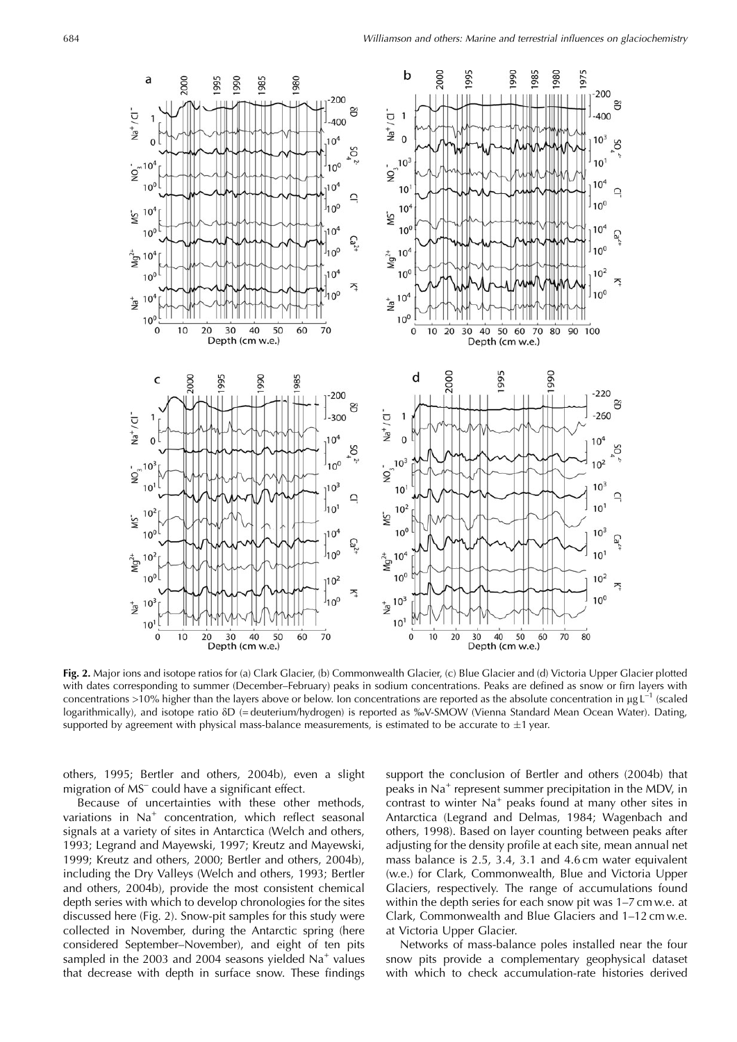**Fig. 2.** Major ions and isotope ratios for (a) Clark Glacier, (b) Commonwealth Glacier, (c) Blue Glacier and (d) Victoria Upper Glacier plotted with dates corresponding to summer (December–February) peaks in sodium concentrations. Peaks are defined as snow or firn layers with concentrations >10% higher than the layers above or below. Ion concentrations are reported as the absolute concentration in $\mu g\,L^{-1}$ (scaled logarithmically), and isotope ratio δD (= deuterium/hydrogen) is reported as ‰V-SMOW (Vienna Standard Mean Ocean Water). Dating, supported by agreement with physical mass-balance measurements, is estimated to be accurate to ±1 year.

others, 1995; Bertler and others, 2004b), even a slight migration of $MS^-$ could have a significant effect.

Because of uncertainties with these other methods, variations in $Na^+$ concentration, which reflect seasonal signals at a variety of sites in Antarctica (Welch and others, 1993; Legrand and Mayewski, 1997; Kreutz and Mayewski, 1999; Kreutz and others, 2000; Bertler and others, 2004b), including the Dry Valleys (Welch and others, 1993; Bertler and others, 2004b), provide the most consistent chemical depth series with which to develop chronologies for the sites discussed here (Fig. 2). Snow-pit samples for this study were collected in November, during the Antarctic spring (here considered September–November), and eight of ten pits sampled in the 2003 and 2004 seasons yielded $Na^+$ values that decrease with depth in surface snow. These findings support the conclusion of Bertler and others (2004b) that peaks in $Na^+$ represent summer precipitation in the MDV, in contrast to winter $Na^+$ peaks found at many other sites in Antarctica (Legrand and Delmas, 1984; Wagenbach and others, 1998). Based on layer counting between peaks after adjusting for the density profile at each site, mean annual net mass balance is 2.5, 3.4, 3.1 and 4.6 cm water equivalent (w.e.) for Clark, Commonwealth, Blue and Victoria Upper Glaciers, respectively. The range of accumulations found within the depth series for each snow pit was 1–7 cm w.e. at Clark, Commonwealth and Blue Glaciers and 1–12 cm w.e. at Victoria Upper Glacier.

Networks of mass-balance poles installed near the four snow pits provide a complementary geophysical dataset with which to check accumulation-rate histories derived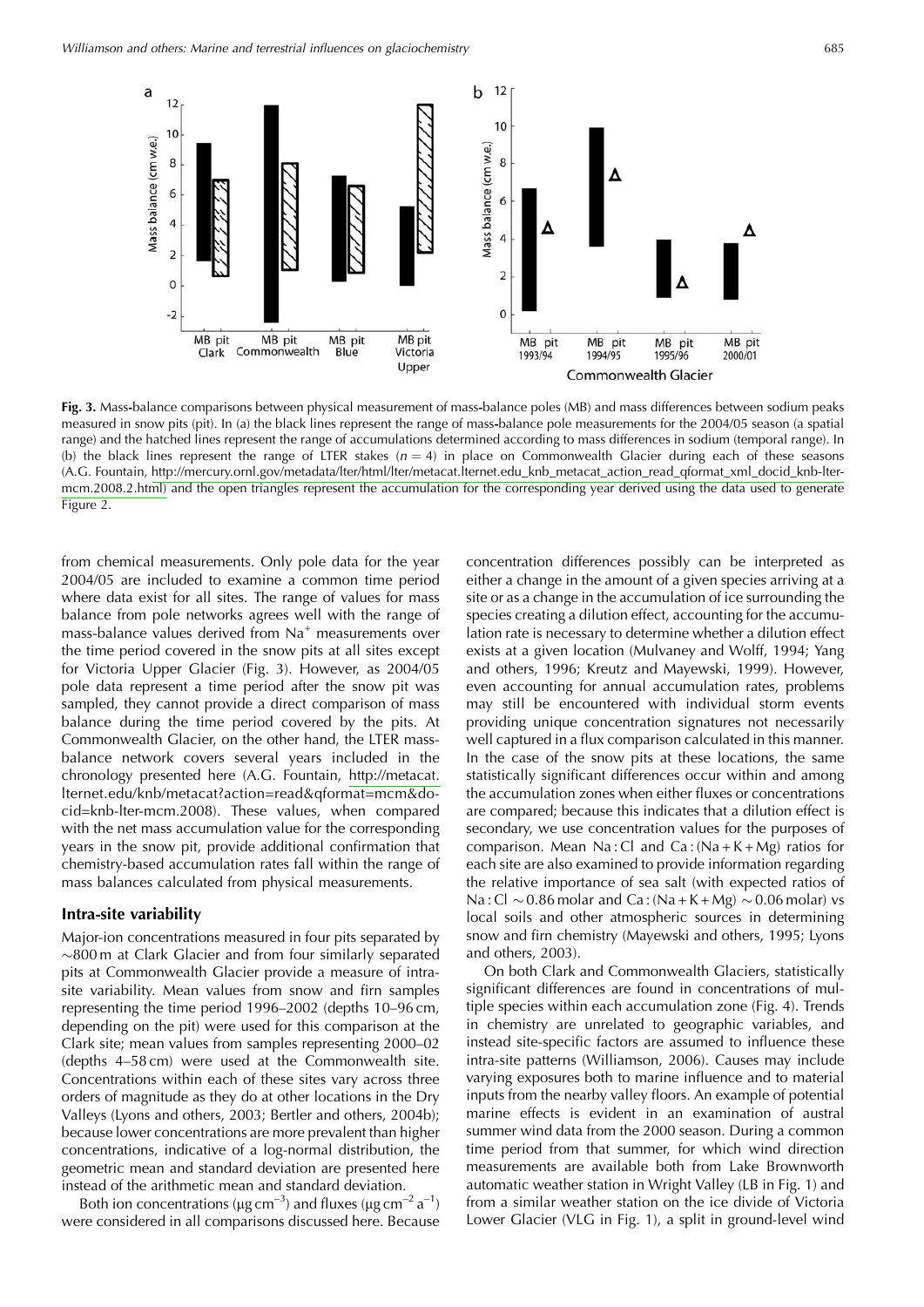**Fig. 3.** Mass-balance comparisons between physical measurement of mass-balance poles (MB) and mass differences between sodium peaks measured in snow pits (pit). In (a) the black lines represent the range of mass-balance pole measurements for the 2004/05 season (a spatial range) and the hatched lines represent the range of accumulations determined according to mass differences in sodium (temporal range). In (b) the black lines represent the range of LTER stakes ($n = 4$) in place on Commonwealth Glacier during each of these seasons (A.G. Fountain, http://mercury.ornl.gov/metadata/lter/html/lter/metacat.lternet.edu_knb_metacat_action_read_qformat_xml_docid_knb-lter-mcm.2008.2.html) and the open triangles represent the accumulation for the corresponding year derived using the data used to generate Figure 2.

from chemical measurements. Only pole data for the year 2004/05 are included to examine a common time period where data exist for all sites. The range of values for mass balance from pole networks agrees well with the range of mass-balance values derived from $Na^+$ measurements over the time period covered in the snow pits at all sites except for Victoria Upper Glacier (Fig. 3). However, as 2004/05 pole data represent a time period after the snow pit was sampled, they cannot provide a direct comparison of mass balance during the time period covered by the pits. At Commonwealth Glacier, on the other hand, the LTER mass-balance network covers several years included in the chronology presented here (A.G. Fountain, http://metacat.lternet.edu/knb/metacat?action=read&qformat=mcm&docid=knb-lter-mcm.2008). These values, when compared with the net mass accumulation value for the corresponding years in the snow pit, provide additional confirmation that chemistry-based accumulation rates fall within the range of mass balances calculated from physical measurements.

## Intra-site variability

Major-ion concentrations measured in four pits separated by ~800 m at Clark Glacier and from four similarly separated pits at Commonwealth Glacier provide a measure of intra-site variability. Mean values from snow and firn samples representing the time period 1996–2002 (depths 10–96 cm, depending on the pit) were used for this comparison at the Clark site; mean values from samples representing 2000–02 (depths 4–58 cm) were used at the Commonwealth site. Concentrations within each of these sites vary across three orders of magnitude as they do at other locations in the Dry Valleys (Lyons and others, 2003; Bertler and others, 2004b); because lower concentrations are more prevalent than higher concentrations, indicative of a log-normal distribution, the geometric mean and standard deviation are presented here instead of the arithmetic mean and standard deviation.

Both ion concentrations ($\mu g\, cm^{-3}$) and fluxes ($\mu g\, cm^{-2}\, a^{-1}$) were considered in all comparisons discussed here. Because concentration differences possibly can be interpreted as either a change in the amount of a given species arriving at a site or as a change in the accumulation of ice surrounding the species creating a dilution effect, accounting for the accumulation rate is necessary to determine whether a dilution effect exists at a given location (Mulvaney and Wolff, 1994; Yang and others, 1996; Kreutz and Mayewski, 1999). However, even accounting for annual accumulation rates, problems may still be encountered with individual storm events providing unique concentration signatures not necessarily well captured in a flux comparison calculated in this manner. In the case of the snow pits at these locations, the same statistically significant differences occur within and among the accumulation zones when either fluxes or concentrations are compared; because this indicates that a dilution effect is secondary, we use concentration values for the purposes of comparison. Mean Na : Cl and Ca : (Na + K + Mg) ratios for each site are also examined to provide information regarding the relative importance of sea salt (with expected ratios of Na : Cl ~0.86 molar and Ca : (Na + K + Mg) ~0.06 molar) vs local soils and other atmospheric sources in determining snow and firn chemistry (Mayewski and others, 1995; Lyons and others, 2003).

On both Clark and Commonwealth Glaciers, statistically significant differences are found in concentrations of multiple species within each accumulation zone (Fig. 4). Trends in chemistry are unrelated to geographic variables, and instead site-specific factors are assumed to influence these intra-site patterns (Williamson, 2006). Causes may include varying exposures both to marine influence and to material inputs from the nearby valley floors. An example of potential marine effects is evident in an examination of austral summer wind data from the 2000 season. During a common time period from that summer, for which wind direction measurements are available both from Lake Brownworth automatic weather station in Wright Valley (LB in Fig. 1) and from a similar weather station on the ice divide of Victoria Lower Glacier (VLG in Fig. 1), a split in ground-level wind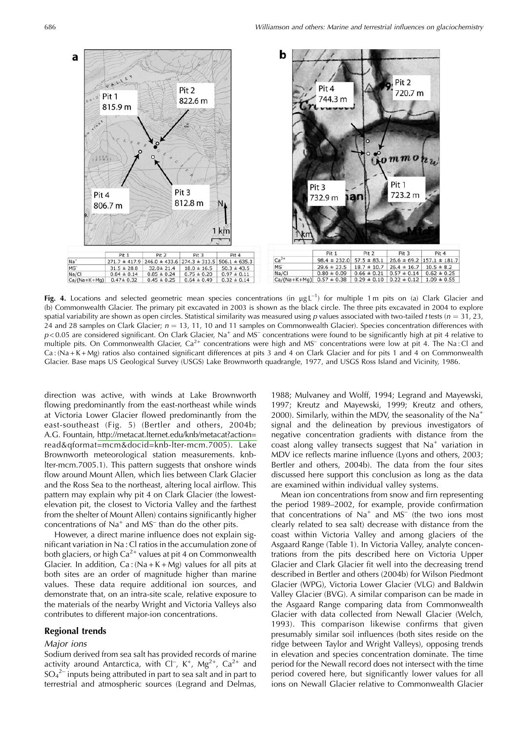| | Pit 1 | Pit 2 | Pit 3 | Pit 4 |
|---|---|---|---|---|
| $Na^+$ | 271.7 ± 417.9 | 246.0 ± 433.6 | 274.3 ± 313.5 | 506.1 ± 635.3 |
| $MS^-$ | 31.5 ± 28.8 | 32.0 ± 21.4 | 18.0 ± 16.5 | 50.3 ± 43.5 |
| Na/Cl | 0.84 ± 0.14 | 0.85 ± 0.24 | 0.75 ± 0.20 | 0.97 ± 0.11 |
| Ca/(Na+K+Mg) | 0.47 ± 0.32 | 0.45 ± 0.25 | 0.64 ± 0.49 | 0.32 ± 0.14 |

| | Pit 1 | Pit 2 | Pit 3 | Pit 4 |
|---|---|---|---|---|
| $Ca^{2+}$ | 98.4 ± 232.0 | 57.5 ± 83.1 | 26.6 ± 69.2 | 157.1 ± 181.7 |
| $MS^-$ | 29.6 ± 23.5 | 18.7 ± 10.7 | 26.4 ± 16.7 | 10.5 ± 8.2 |
| Na/Cl | 0.80 ± 0.09 | 0.66 ± 0.21 | 0.57 ± 0.14 | 0.62 ± 0.25 |
| Ca/(Na+K+Mg) | 0.57 ± 0.38 | 0.29 ± 0.10 | 0.22 ± 0.12 | 1.09 ± 0.55 |

**Fig. 4.** Locations and selected geometric mean species concentrations (in $\mu g L^{-1}$) for multiple 1 m pits on (a) Clark Glacier and (b) Commonwealth Glacier. The primary pit excavated in 2003 is shown as the black circle. The three pits excavated in 2004 to explore spatial variability are shown as open circles. Statistical similarity was measured using $p$ values associated with two-tailed $t$ tests ($n$ = 31, 23, 24 and 28 samples on Clark Glacier; $n$ = 13, 11, 10 and 11 samples on Commonwealth Glacier). Species concentration differences with $p < 0.05$ are considered significant. On Clark Glacier, $Na^+$ and $MS^-$ concentrations were found to be significantly high at pit 4 relative to multiple pits. On Commonwealth Glacier, $Ca^{2+}$ concentrations were high and $MS^-$ concentrations were low at pit 4. The Na : Cl and Ca : (Na + K + Mg) ratios also contained significant differences at pits 3 and 4 on Clark Glacier and for pits 1 and 4 on Commonwealth Glacier. Base maps US Geological Survey (USGS) Lake Brownworth quadrangle, 1977, and USGS Ross Island and Vicinity, 1986.

direction was active, with winds at Lake Brownworth flowing predominantly from the east-northeast while winds at Victoria Lower Glacier flowed predominantly from the east-southeast (Fig. 5) (Bertler and others, 2004b; A.G. Fountain, http://metacat.lternet.edu/knb/metacat?action=read&qformat=mcm&docid=knb-lter-mcm.7005). Lake Brownworth meteorological station measurements. knb-lter-mcm.7005.1). This pattern suggests that onshore winds flow around Mount Allen, which lies between Clark Glacier and the Ross Sea to the northeast, altering local airflow. This pattern may explain why pit 4 on Clark Glacier (the lowest-elevation pit, the closest to Victoria Valley and the farthest from the shelter of Mount Allen) contains significantly higher concentrations of $Na^+$ and $MS^-$ than do the other pits.

However, a direct marine influence does not explain significant variation in Na : Cl ratios in the accumulation zone of both glaciers, or high $Ca^{2+}$ values at pit 4 on Commonwealth Glacier. In addition, Ca : (Na + K + Mg) values for all pits at both sites are an order of magnitude higher than marine values. These data require additional ion sources, and demonstrate that, on an intra-site scale, relative exposure to the materials of the nearby Wright and Victoria Valleys also contributes to different major-ion concentrations.

## Regional trends

### *Major ions*

Sodium derived from sea salt has provided records of marine activity around Antarctica, with $Cl^-$, $K^+$, $Mg^{2+}$, $Ca^{2+}$ and $SO_4^{2-}$ inputs being attributed in part to sea salt and in part to terrestrial and atmospheric sources (Legrand and Delmas, 1988; Mulvaney and Wolff, 1994; Legrand and Mayewski, 1997; Kreutz and Mayewski, 1999; Kreutz and others, 2000). Similarly, within the MDV, the seasonality of the $Na^+$ signal and the delineation by previous investigators of negative concentration gradients with distance from the coast along valley transects suggest that $Na^+$ variation in MDV ice reflects marine influence (Lyons and others, 2003; Bertler and others, 2004b). The data from the four sites discussed here support this conclusion as long as the data are examined within individual valley systems.

Mean ion concentrations from snow and firn representing the period 1989–2002, for example, provide confirmation that concentrations of $Na^+$ and $MS^-$ (the two ions most clearly related to sea salt) decrease with distance from the coast within Victoria Valley and among glaciers of the Asgaard Range (Table 1). In Victoria Valley, analyte concentrations from the pits described here on Victoria Upper Glacier and Clark Glacier fit well into the decreasing trend described in Bertler and others (2004b) for Wilson Piedmont Glacier (WPG), Victoria Lower Glacier (VLG) and Baldwin Valley Glacier (BVG). A similar comparison can be made in the Asgaard Range comparing data from Commonwealth Glacier with data collected from Newall Glacier (Welch, 1993). This comparison likewise confirms that given presumably similar soil influences (both sites reside on the ridge between Taylor and Wright Valleys), opposing trends in elevation and species concentration dominate. The time period for the Newall record does not intersect with the time period covered here, but significantly lower values for all ions on Newall Glacier relative to Commonwealth Glacier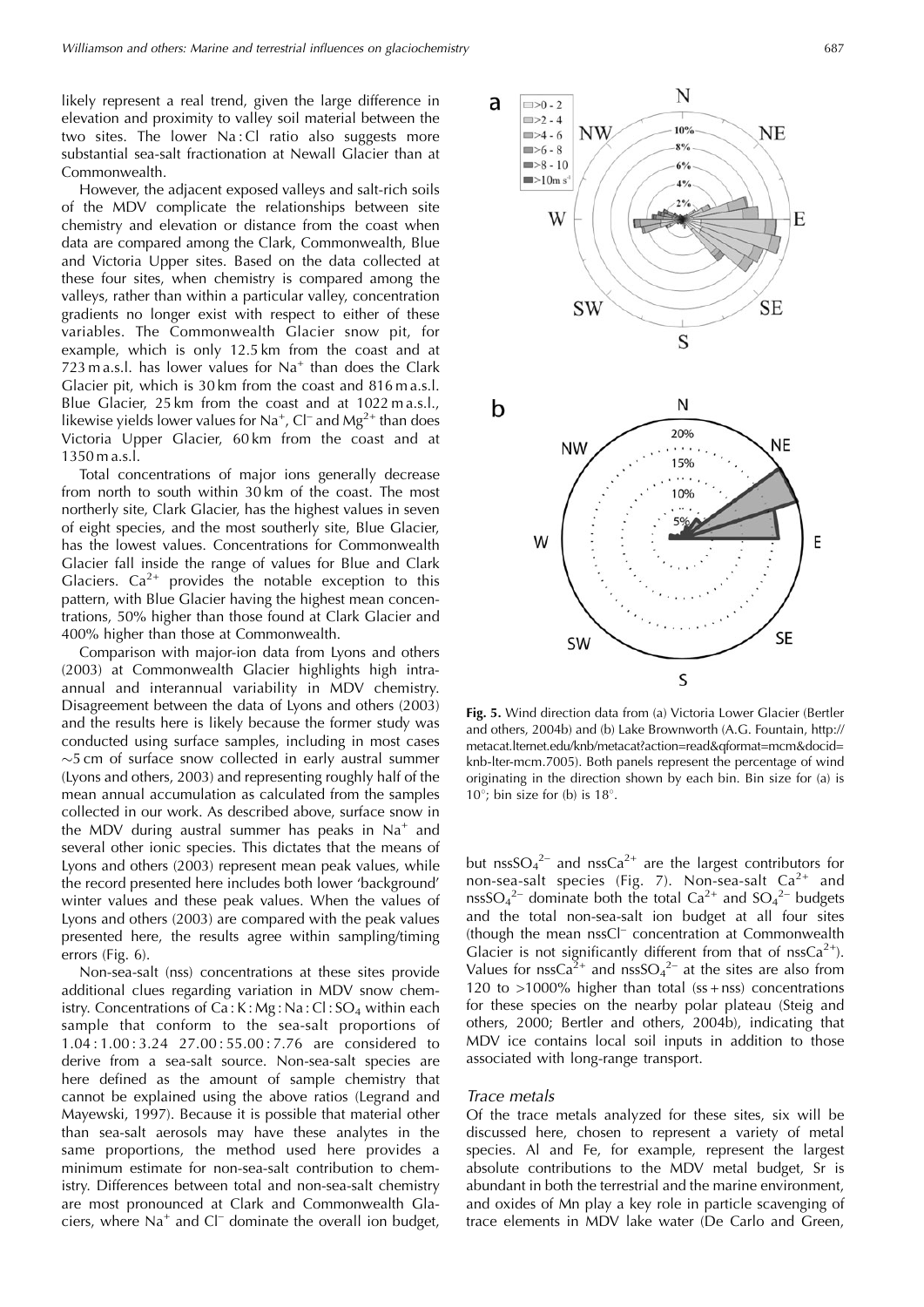likely represent a real trend, given the large difference in elevation and proximity to valley soil material between the two sites. The lower Na : Cl ratio also suggests more substantial sea-salt fractionation at Newall Glacier than at Commonwealth.

However, the adjacent exposed valleys and salt-rich soils of the MDV complicate the relationships between site chemistry and elevation or distance from the coast when data are compared among the Clark, Commonwealth, Blue and Victoria Upper sites. Based on the data collected at these four sites, when chemistry is compared among the valleys, rather than within a particular valley, concentration gradients no longer exist with respect to either of these variables. The Commonwealth Glacier snow pit, for example, which is only 12.5 km from the coast and at 723 m a.s.l. has lower values for $Na^+$ than does the Clark Glacier pit, which is 30 km from the coast and 816 m a.s.l. Blue Glacier, 25 km from the coast and at 1022 m a.s.l., likewise yields lower values for $Na^+$, $Cl^-$ and $Mg^{2+}$ than does Victoria Upper Glacier, 60 km from the coast and at 1350 m a.s.l.

Total concentrations of major ions generally decrease from north to south within 30 km of the coast. The most northerly site, Clark Glacier, has the highest values in seven of eight species, and the most southerly site, Blue Glacier, has the lowest values. Concentrations for Commonwealth Glacier fall inside the range of values for Blue and Clark Glaciers. $Ca^{2+}$ provides the notable exception to this pattern, with Blue Glacier having the highest mean concentrations, 50% higher than those found at Clark Glacier and 400% higher than those at Commonwealth.

Comparison with major-ion data from Lyons and others (2003) at Commonwealth Glacier highlights high intra-annual and interannual variability in MDV chemistry. Disagreement between the data of Lyons and others (2003) and the results here is likely because the former study was conducted using surface samples, including in most cases ~5 cm of surface snow collected in early austral summer (Lyons and others, 2003) and representing roughly half of the mean annual accumulation as calculated from the samples collected in our work. As described above, surface snow in the MDV during austral summer has peaks in $Na^+$ and several other ionic species. This dictates that the means of Lyons and others (2003) represent mean peak values, while the record presented here includes both lower 'background' winter values and these peak values. When the values of Lyons and others (2003) are compared with the peak values presented here, the results agree within sampling/timing errors (Fig. 6).

Non-sea-salt (nss) concentrations at these sites provide additional clues regarding variation in MDV snow chemistry. Concentrations of Ca : K : Mg : Na : Cl : $SO_4$ within each sample that conform to the sea-salt proportions of 1.04 : 1.00 : 3.24 27.00 : 55.00 : 7.76 are considered to derive from a sea-salt source. Non-sea-salt species are here defined as the amount of sample chemistry that cannot be explained using the above ratios (Legrand and Mayewski, 1997). Because it is possible that material other than sea-salt aerosols may have these analytes in the same proportions, the method used here provides a minimum estimate for non-sea-salt contribution to chemistry. Differences between total and non-sea-salt chemistry are most pronounced at Clark and Commonwealth Glaciers, where $Na^+$ and $Cl^-$ dominate the overall ion budget, but $nssSO_4^{2-}$ and $nssCa^{2+}$ are the largest contributors for non-sea-salt species (Fig. 7). Non-sea-salt $Ca^{2+}$ and $nssSO_4^{2-}$ dominate both the total $Ca^{2+}$ and $SO_4^{2-}$ budgets and the total non-sea-salt ion budget at all four sites (though the mean $nssCl^-$ concentration at Commonwealth Glacier is not significantly different from that of $nssCa^{2+}$). Values for $nssCa^{2+}$ and $nssSO_4^{2-}$ at the sites are also from 120 to >1000% higher than total (ss + nss) concentrations for these species on the nearby polar plateau (Steig and others, 2000; Bertler and others, 2004b), indicating that MDV ice contains local soil inputs in addition to those associated with long-range transport.

**Fig. 5.** Wind direction data from (a) Victoria Lower Glacier (Bertler and others, 2004b) and (b) Lake Brownworth (A.G. Fountain, http://metacat.lternet.edu/knb/metacat?action=read&qformat=mcm&docid=knb-lter-mcm.7005). Both panels represent the percentage of wind originating in the direction shown by each bin. Bin size for (a) is 10°; bin size for (b) is 18°.

### *Trace metals*

Of the trace metals analyzed for these sites, six will be discussed here, chosen to represent a variety of metal species. Al and Fe, for example, represent the largest absolute contributions to the MDV metal budget, Sr is abundant in both the terrestrial and the marine environment, and oxides of Mn play a key role in particle scavenging of trace elements in MDV lake water (De Carlo and Green,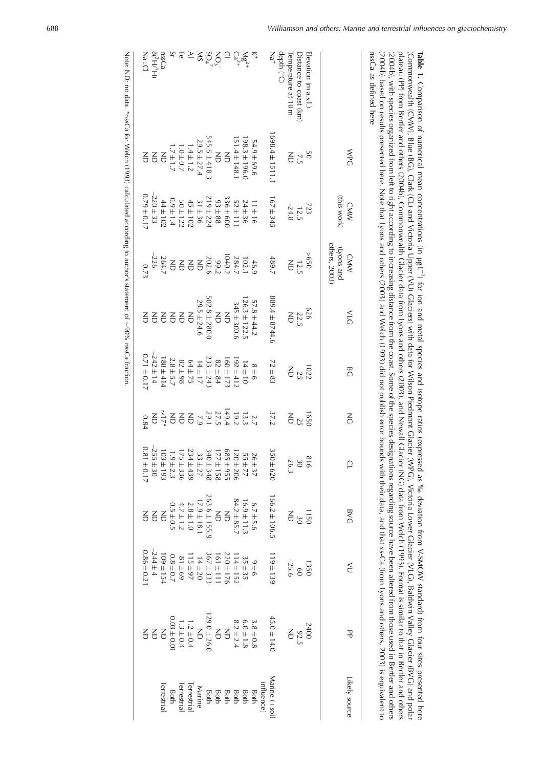**Table 1.** Comparison of numerical mean concentrations (in $\mu g L^{-1}$) for ion and metal species and isotope ratios (expressed as ‰ deviation from V-SMOW standard) from four sites presented here (Commonwealth (CMW), Blue (BG), Clark (CL) and Victoria Upper (VU) Glaciers) with data for Wilson Piedmont Glacier (WPG), Victoria Lower Glacier (VLG), Baldwin Valley Glacier (BVG) and polar plateau (PP) from Bertler and others (2004b), Commonwealth Glacier data from Lyons and others (2003), and Newall Glacier (NG) data from Welch (1993). Format is similar to that in Bertler and others (2004b), with species organized from left to right according to increasing distance from the coast. Some of the species designations regarding source have been altered from those used in Bertler and others (2004b) based on results presented here. Note that Lyons and others (2003) and Welch (1993) did not publish error bounds with their data, and that xs-Ca (from Lyons and others, 2003) is equivalent to nssCa as defined here

| | WPG | CMW (this work) | CMW (Lyons and others, 2003) | VLG | BG | NG | CL | BVG | VU | PP | Likely source |
|---|---|---|---|---|---|---|---|---|---|---|---|
| Elevation (m a.s.l.) | 50 | 723 | >650 | 626 | 1022 | 1650 | 816 | 1150 | 1350 | 2400 | |
| Distance to coast (km) | 7.5 | 12.5 | 12.5 | 22.5 | 25 | 25 | 30 | 30 | 60 | 92.5 | |
| Temperature at 10 m depth (°C) | ND | –24.8 | ND | ND | ND | ND | –26.3 | ND | –25.6 | ND | |
| $Na^+$ | 1698.4 ± 1511.1 | 167 ± 345 | 489.7 | 889.4 ± 8744.6 | 72 ± 83 | 37.2 | 350 ± 620 | 166.2 ± 106.5 | 119 ± 139 | 45.0 ± 14.0 | Marine (+ soil influence) |
| $K^+$ | 54.9 ± 69.6 | 11 ± 16 | 46.9 | 57.8 ± 44.2 | 8 ± 6 | 2.7 | 26 ± 37 | 6.7 ± 5.6 | 9 ± 6 | 3.8 ± 0.8 | Both |
| $Mg^{2+}$ | 198.3 ± 196.0 | 24 ± 36 | 102.1 | 126.3 ± 122.5 | 14 ± 10 | 13.3 | 55 ± 77 | 16.9 ± 11.3 | 35 ± 35 | 6.0 ± 1.8 | Both |
| $Ca^{2+}$ | 151.4 ± 148.1 | 52 ± 111 | 284.7 | 345 ± 300.6 | 192 ± 412 | 19.2 | 120 ± 206 | 84.2 ± 85.7 | 114 ± 152 | 8.2 ± 2.4 | Both |
| $Cl^-$ | ND | 336 ± 600 | 1040.2 | ND | 160 ± 173 | 149.4 | 685 ± 955 | ND | 220 ± 176 | ND | Both |
| $NO_3^-$ | ND | 93 ± 88 | 99.2 | ND | 82 ± 84 | 27.5 | 177 ± 158 | ND | 161 ± 111 | ND | Both |
| $SO_4^{2-}$ | 545.5 ± 418.3 | 219 ± 224 | 202.6 | 502.8 ± 280.0 | 233 ± 243 | 29.1 | 340 ± 348 | 263.6 ± 155.9 | 367 ± 333 | 129.0 ± 26.0 | Both |
| $MS^-$ | 29.5 ± 27.4 | 31 ± 36 | ND | 29.5 ± 24.6 | 14 ± 17 | 7.9 | 33 ± 27 | 17.9 ± 18.1 | 14 ± 20 | ND | Marine |
| Al | 1.4 ± 1.2 | 45 ± 102 | ND | ND | 64 ± 75 | ND | 234 ± 439 | 2.8 ± 1.0 | 115 ± 97 | 1.2 ± 0.4 | Terrestrial |
| Fe | 1.0 ± 0.7 | 50 ± 122 | ND | ND | 82 ± 98 | ND | 175 ± 336 | 4.7 ± 1.2 | 81 ± 69 | 1.3 ± 0.4 | Terrestrial |
| Sr | 1.7 ± 1.7 | 0.9 ± 1.4 | ND | ND | 2.8 ± 5.7 | ND | 1.9 ± 2.3 | 0.5 ± 0.5 | 0.8 ± 0.7 | 0.03 ± 0.01 | Both |
| nssCa | ND | 44 ± 102 | 264.7 | ND | 188 ± 414 | ~17* | 103 ± 193 | ND | 109 ± 154 | ND | Terrestrial |
| $\delta^2H/^1H$ | ND | –220 ± 33 | –226 | ND | –242 ± 14 | ND | –255 ± 30 | ND | –244 ± 4 | ND | |
| Na : Cl | ND | 0.79 ± 0.17 | 0.73 | ND | 0.71 ± 0.17 | 0.84 | 0.81 ± 0.17 | ND | 0.86 ± 0.21 | ND | |

Note: ND: no data. *nssCa for Welch (1993) calculated according to author's statement of ~90% nssCa fraction.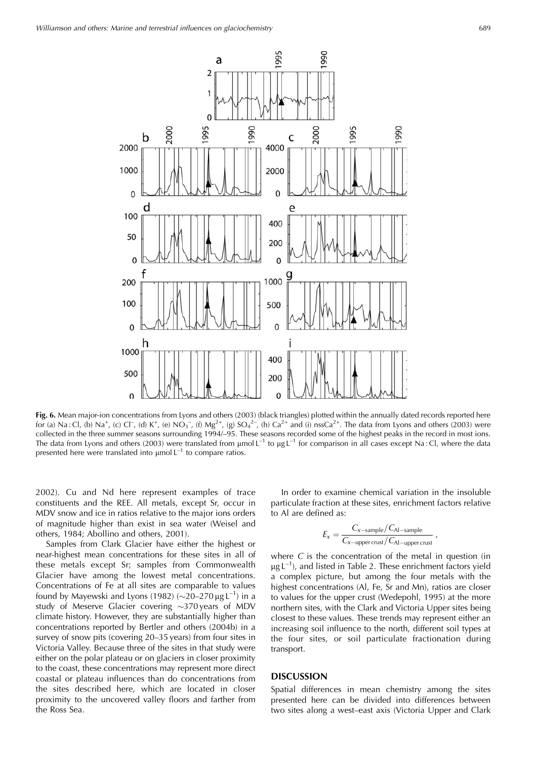**Fig. 6.** Mean major-ion concentrations from Lyons and others (2003) (black triangles) plotted within the annually dated records reported here for (a) Na : Cl, (b) $Na^+$, (c) $Cl^-$, (d) $K^+$, (e) $NO_3^-$, (f) $Mg^{2+}$, (g) $SO_4^{2-}$, (h) $Ca^{2+}$ and (i) $nssCa^{2+}$. The data from Lyons and others (2003) were collected in the three summer seasons surrounding 1994/–95. These seasons recorded some of the highest peaks in the record in most ions. The data from Lyons and others (2003) were translated from $\mu mol\,L^{-1}$ to $\mu g\,L^{-1}$ for comparison in all cases except Na : Cl, where the data presented here were translated into $\mu mol\,L^{-1}$ to compare ratios.

2002). Cu and Nd here represent examples of trace constituents and the REE. All metals, except Sr, occur in MDV snow and ice in ratios relative to the major ions orders of magnitude higher than exist in sea water (Weisel and others, 1984; Abollino and others, 2001).

Samples from Clark Glacier have either the highest or near-highest mean concentrations for these sites in all of these metals except Sr; samples from Commonwealth Glacier have among the lowest metal concentrations. Concentrations of Fe at all sites are comparable to values found by Mayewski and Lyons (1982) (~20–270 $\mu g\,L^{-1}$) in a study of Meserve Glacier covering ~370 years of MDV climate history. However, they are substantially higher than concentrations reported by Bertler and others (2004b) in a survey of snow pits (covering 20–35 years) from four sites in Victoria Valley. Because three of the sites in that study were either on the polar plateau or on glaciers in closer proximity to the coast, these concentrations may represent more direct coastal or plateau influences than do concentrations from the sites described here, which are located in closer proximity to the uncovered valley floors and farther from the Ross Sea.

In order to examine chemical variation in the insoluble particulate fraction at these sites, enrichment factors relative to Al are defined as:

$$E_x = \frac{C_{x-\text{sample}}/C_{\text{Al}-\text{sample}}}{C_{x-\text{upper crust}}/C_{\text{Al}-\text{upper crust}}},$$

where $C$ is the concentration of the metal in question (in $\mu g\,L^{-1}$), and listed in Table 2. These enrichment factors yield a complex picture, but among the four metals with the highest concentrations (Al, Fe, Sr and Mn), ratios are closer to values for the upper crust (Wedepohl, 1995) at the more northern sites, with the Clark and Victoria Upper sites being closest to these values. These trends may represent either an increasing soil influence to the north, different soil types at the four sites, or soil particulate fractionation during transport.

## DISCUSSION

Spatial differences in mean chemistry among the sites presented here can be divided into differences between two sites along a west–east axis (Victoria Upper and Clark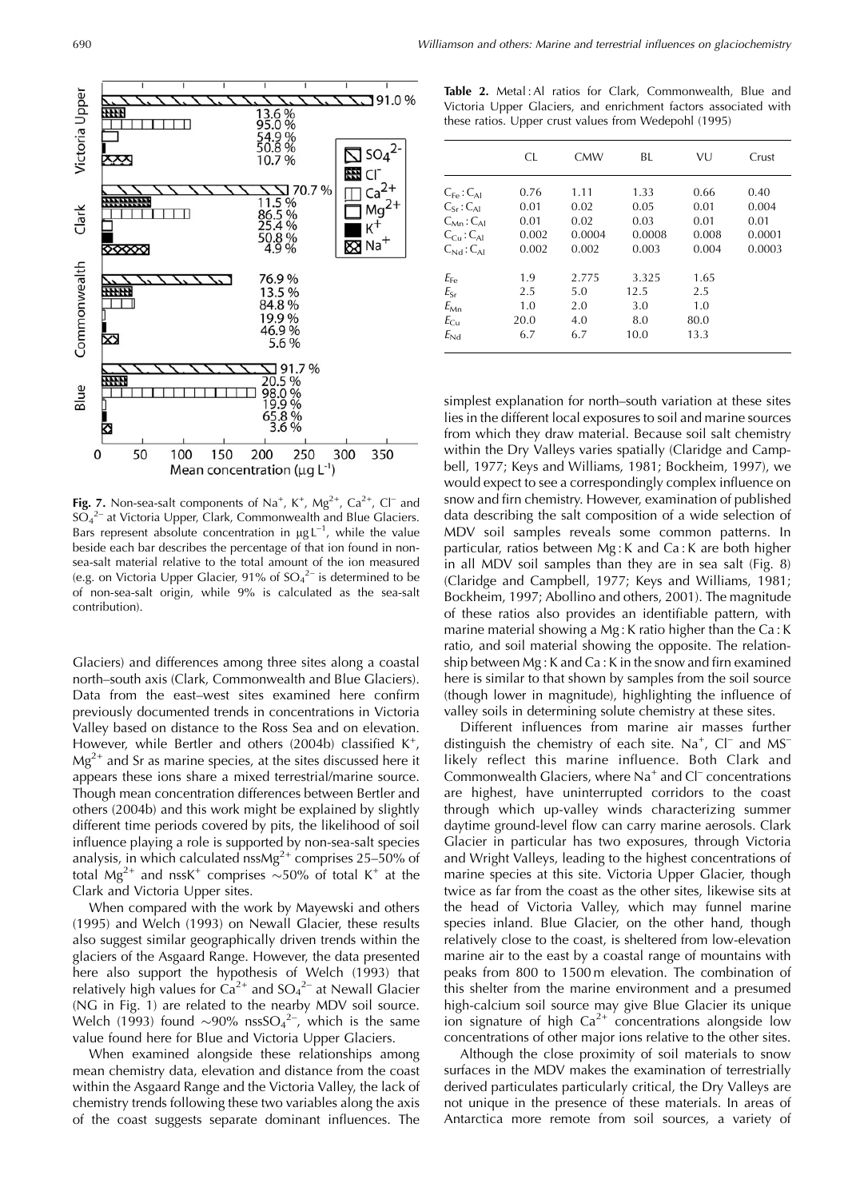Victoria Upper

91.0 %
13.6 %
95.0 %
54.9 %
50.8 %
10.7 %

Clark

70.7 %
11.5 %
86.5 %
25.4 %
50.8 %
4.9 %

Commonwealth

76.9 %
13.5 %
84.8 %
19.9 %
46.9 %
5.6 %

Blue

91.7 %
20.5 %
98.0 %
19.9 %
65.8 %
3.6 %

$SO_4^{2-}$
$Cl^-$
$Ca^{2+}$
$Mg^{2+}$
$K^+$
$Na^+$

0 50 100 150 200 250 300 350

Mean concentration ($\mu g\ L^{-1}$)

**Fig. 7.** Non-sea-salt components of $Na^+$, $K^+$, $Mg^{2+}$, $Ca^{2+}$, $Cl^-$ and $SO_4^{2-}$ at Victoria Upper, Clark, Commonwealth and Blue Glaciers. Bars represent absolute concentration in $\mu g\ L^{-1}$, while the value beside each bar describes the percentage of that ion found in non-sea-salt material relative to the total amount of the ion measured (e.g. on Victoria Upper Glacier, 91% of $SO_4^{2-}$ is determined to be of non-sea-salt origin, while 9% is calculated as the sea-salt contribution).

Glaciers) and differences among three sites along a coastal north–south axis (Clark, Commonwealth and Blue Glaciers). Data from the east–west sites examined here confirm previously documented trends in concentrations in Victoria Valley based on distance to the Ross Sea and on elevation. However, while Bertler and others (2004b) classified $K^+$, $Mg^{2+}$ and Sr as marine species, at the sites discussed here it appears these ions share a mixed terrestrial/marine source. Though mean concentration differences between Bertler and others (2004b) and this work might be explained by slightly different time periods covered by pits, the likelihood of soil influence playing a role is supported by non-sea-salt species analysis, in which calculated $nssMg^{2+}$ comprises 25–50% of total $Mg^{2+}$ and $nssK^+$ comprises ~50% of total $K^+$ at the Clark and Victoria Upper sites.

When compared with the work by Mayewski and others (1995) and Welch (1993) on Newall Glacier, these results also suggest similar geographically driven trends within the glaciers of the Asgaard Range. However, the data presented here also support the hypothesis of Welch (1993) that relatively high values for $Ca^{2+}$ and $SO_4^{2-}$ at Newall Glacier (NG in Fig. 1) are related to the nearby MDV soil source. Welch (1993) found ~90% $nssSO_4^{2-}$, which is the same value found here for Blue and Victoria Upper Glaciers.

When examined alongside these relationships among mean chemistry data, elevation and distance from the coast within the Asgaard Range and the Victoria Valley, the lack of chemistry trends following these two variables along the axis of the coast suggests separate dominant influences. The simplest explanation for north–south variation at these sites lies in the different local exposures to soil and marine sources from which they draw material. Because soil salt chemistry within the Dry Valleys varies spatially (Claridge and Campbell, 1977; Keys and Williams, 1981; Bockheim, 1997), we would expect to see a correspondingly complex influence on snow and firn chemistry. However, examination of published data describing the salt composition of a wide selection of MDV soil samples reveals some common patterns. In particular, ratios between Mg : K and Ca : K are both higher in all MDV soil samples than they are in sea salt (Fig. 8) (Claridge and Campbell, 1977; Keys and Williams, 1981; Bockheim, 1997; Abollino and others, 2001). The magnitude of these ratios also provides an identifiable pattern, with marine material showing a Mg : K ratio higher than the Ca : K ratio, and soil material showing the opposite. The relationship between Mg : K and Ca : K in the snow and firn examined here is similar to that shown by samples from the soil source (though lower in magnitude), highlighting the influence of valley soils in determining solute chemistry at these sites.

Different influences from marine air masses further distinguish the chemistry of each site. $Na^+$, $Cl^-$ and $MS^-$ likely reflect this marine influence. Both Clark and Commonwealth Glaciers, where $Na^+$ and $Cl^-$ concentrations are highest, have uninterrupted corridors to the coast through which up-valley winds characterizing summer daytime ground-level flow can carry marine aerosols. Clark Glacier in particular has two exposures, through Victoria and Wright Valleys, leading to the highest concentrations of marine species at this site. Victoria Upper Glacier, though twice as far from the coast as the other sites, likewise sits at the head of Victoria Valley, which may funnel marine species inland. Blue Glacier, on the other hand, though relatively close to the coast, is sheltered from low-elevation marine air to the east by a coastal range of mountains with peaks from 800 to 1500 m elevation. The combination of this shelter from the marine environment and a presumed high-calcium soil source may give Blue Glacier its unique ion signature of high $Ca^{2+}$ concentrations alongside low concentrations of other major ions relative to the other sites.

Although the close proximity of soil materials to snow surfaces in the MDV makes the examination of terrestrially derived particulates particularly critical, the Dry Valleys are not unique in the presence of these materials. In areas of Antarctica more remote from soil sources, a variety of

**Table 2.** Metal : Al ratios for Clark, Commonwealth, Blue and Victoria Upper Glaciers, and enrichment factors associated with these ratios. Upper crust values from Wedepohl (1995)

| | CL | CMW | BL | VU | Crust |
|---|---|---|---|---|---|
| $C_{Fe} : C_{Al}$ | 0.76 | 1.11 | 1.33 | 0.66 | 0.40 |
| $C_{Sr} : C_{Al}$ | 0.01 | 0.02 | 0.05 | 0.01 | 0.004 |
| $C_{Mn} : C_{Al}$ | 0.01 | 0.02 | 0.03 | 0.01 | 0.01 |
| $C_{Cu} : C_{Al}$ | 0.002 | 0.0004 | 0.0008 | 0.008 | 0.0001 |
| $C_{Nd} : C_{Al}$ | 0.002 | 0.002 | 0.003 | 0.004 | 0.0003 |
| $E_{Fe}$ | 1.9 | 2.775 | 3.325 | 1.65 | |
| $E_{Sr}$ | 2.5 | 5.0 | 12.5 | 2.5 | |
| $E_{Mn}$ | 1.0 | 2.0 | 3.0 | 1.0 | |
| $E_{Cu}$ | 20.0 | 4.0 | 8.0 | 80.0 | |
| $E_{Nd}$ | 6.7 | 6.7 | 10.0 | 13.3 | |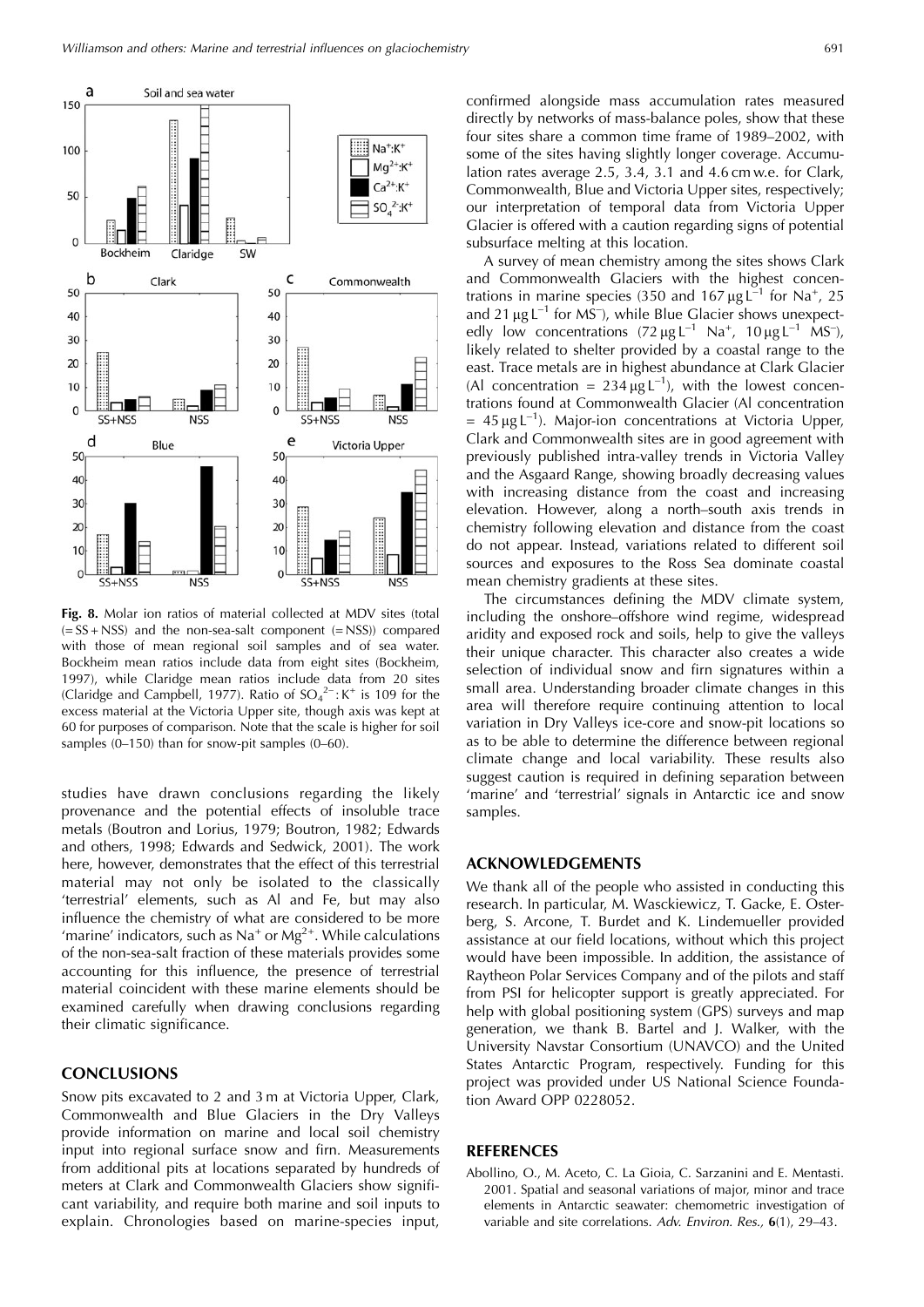a Soil and sea water

150
100
50
0

Bockheim Claridge SW

$Na^+:K^+$
$Mg^{2+}:K^+$
$Ca^{2+}:K^+$
$SO_4^{2-}:K^+$

b Clark

50
40
30
20
10
0

SS+NSS NSS

c Commonwealth

50
40
30
20
10
0

SS+NSS NSS

d Blue

50
40
30
20
10
0

SS+NSS NSS

e Victoria Upper

50
40
30
20
10
0

SS+NSS NSS

**Fig. 8.** Molar ion ratios of material collected at MDV sites (total (= SS + NSS) and the non-sea-salt component (= NSS)) compared with those of mean regional soil samples and of sea water. Bockheim mean ratios include data from eight sites (Bockheim, 1997), while Claridge mean ratios include data from 20 sites (Claridge and Campbell, 1977). Ratio of $SO_4^{2-}:K^+$ is 109 for the excess material at the Victoria Upper site, though axis was kept at 60 for purposes of comparison. Note that the scale is higher for soil samples (0–150) than for snow-pit samples (0–60).

studies have drawn conclusions regarding the likely provenance and the potential effects of insoluble trace metals (Boutron and Lorius, 1979; Boutron, 1982; Edwards and others, 1998; Edwards and Sedwick, 2001). The work here, however, demonstrates that the effect of this terrestrial material may not only be isolated to the classically 'terrestrial' elements, such as Al and Fe, but may also influence the chemistry of what are considered to be more 'marine' indicators, such as $Na^+$ or $Mg^{2+}$. While calculations of the non-sea-salt fraction of these materials provides some accounting for this influence, the presence of terrestrial material coincident with these marine elements should be examined carefully when drawing conclusions regarding their climatic significance.

## CONCLUSIONS

Snow pits excavated to 2 and 3 m at Victoria Upper, Clark, Commonwealth and Blue Glaciers in the Dry Valleys provide information on marine and local soil chemistry input into regional surface snow and firn. Measurements from additional pits at locations separated by hundreds of meters at Clark and Commonwealth Glaciers show significant variability, and require both marine and soil inputs to explain. Chronologies based on marine-species input, confirmed alongside mass accumulation rates measured directly by networks of mass-balance poles, show that these four sites share a common time frame of 1989–2002, with some of the sites having slightly longer coverage. Accumulation rates average 2.5, 3.4, 3.1 and 4.6 cm w.e. for Clark, Commonwealth, Blue and Victoria Upper sites, respectively; our interpretation of temporal data from Victoria Upper Glacier is offered with a caution regarding signs of potential subsurface melting at this location.

A survey of mean chemistry among the sites shows Clark and Commonwealth Glaciers with the highest concentrations in marine species (350 and 167 $\mu g\,L^{-1}$ for $Na^+$, 25 and 21 $\mu g\,L^{-1}$ for $MS^-$), while Blue Glacier shows unexpectedly low concentrations (72 $\mu g\,L^{-1}$ $Na^+$, 10 $\mu g\,L^{-1}$ $MS^-$), likely related to shelter provided by a coastal range to the east. Trace metals are in highest abundance at Clark Glacier (Al concentration = 234 $\mu g\,L^{-1}$), with the lowest concentrations found at Commonwealth Glacier (Al concentration = 45 $\mu g\,L^{-1}$). Major-ion concentrations at Victoria Upper, Clark and Commonwealth sites are in good agreement with previously published intra-valley trends in Victoria Valley and the Asgaard Range, showing broadly decreasing values with increasing distance from the coast and increasing elevation. However, along a north–south axis trends in chemistry following elevation and distance from the coast do not appear. Instead, variations related to different soil sources and exposures to the Ross Sea dominate coastal mean chemistry gradients at these sites.

The circumstances defining the MDV climate system, including the onshore–offshore wind regime, widespread aridity and exposed rock and soils, help to give the valleys their unique character. This character also creates a wide selection of individual snow and firn signatures within a small area. Understanding broader climate changes in this area will therefore require continuing attention to local variation in Dry Valleys ice-core and snow-pit locations so as to be able to determine the difference between regional climate change and local variability. These results also suggest caution is required in defining separation between 'marine' and 'terrestrial' signals in Antarctic ice and snow samples.

## ACKNOWLEDGEMENTS

We thank all of the people who assisted in conducting this research. In particular, M. Wasckiewicz, T. Gacke, E. Osterberg, S. Arcone, T. Burdet and K. Lindemueller provided assistance at our field locations, without which this project would have been impossible. In addition, the assistance of Raytheon Polar Services Company and of the pilots and staff from PSI for helicopter support is greatly appreciated. For help with global positioning system (GPS) surveys and map generation, we thank B. Bartel and J. Walker, with the University Navstar Consortium (UNAVCO) and the United States Antarctic Program, respectively. Funding for this project was provided under US National Science Foundation Award OPP 0228052.

## REFERENCES

Abollino, O., M. Aceto, C. La Gioia, C. Sarzanini and E. Mentasti. 2001. Spatial and seasonal variations of major, minor and trace elements in Antarctic seawater: chemometric investigation of variable and site correlations. *Adv. Environ. Res.,* **6**(1), 29–43.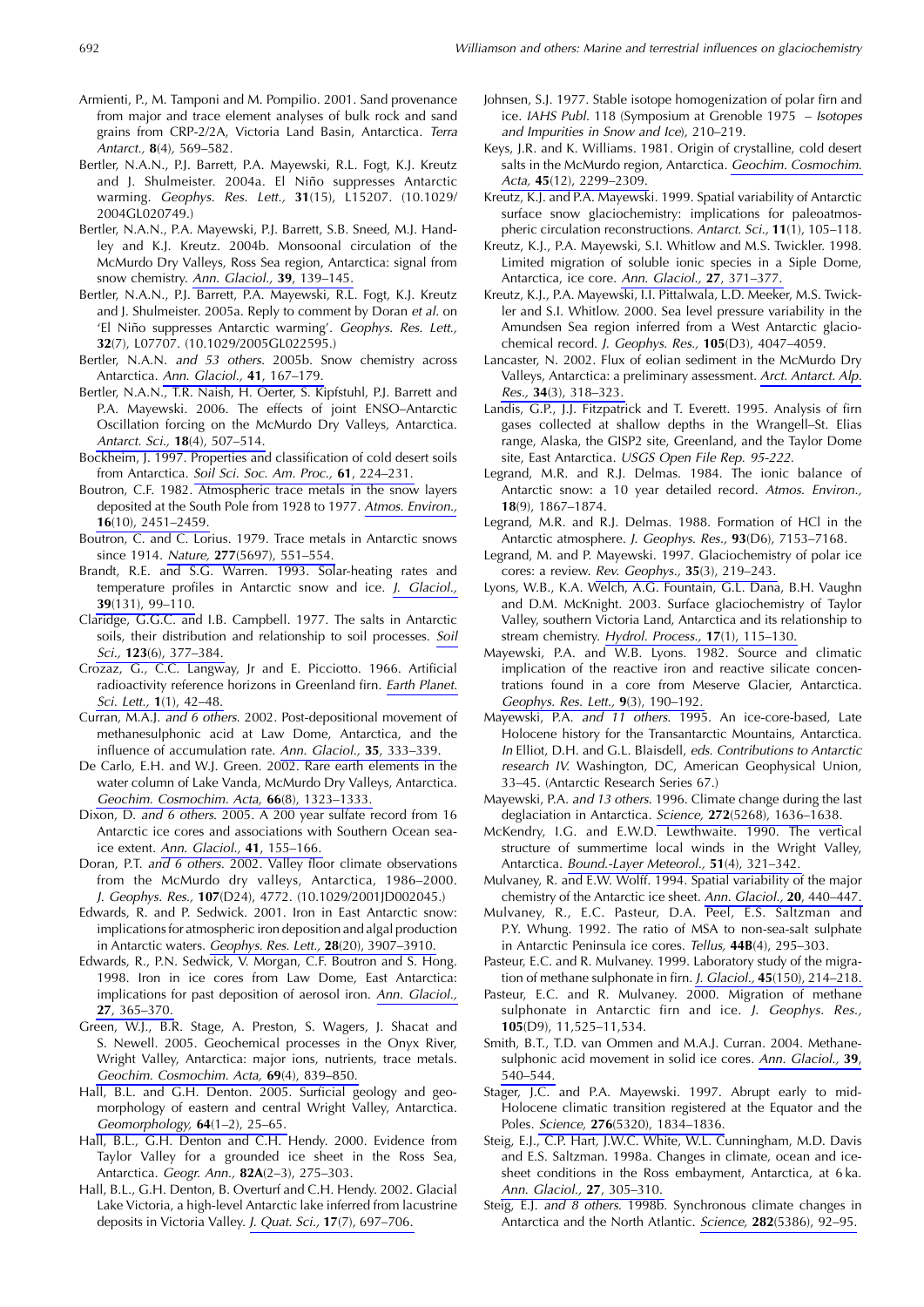Armienti, P., M. Tamponi and M. Pompilio. 2001. Sand provenance from major and trace element analyses of bulk rock and sand grains from CRP-2/2A, Victoria Land Basin, Antarctica. *Terra Antart.,* **8**(4), 569–582.

Bertler, N.A.N., P.J. Barrett, P.A. Mayewski, R.L. Fogt, K.J. Kreutz and J. Shulmeister. 2004a. El Niño suppresses Antarctic warming. *Geophys. Res. Lett.,* **31**(15), L15207. (10.1029/2004GL020749.)

Bertler, N.A.N., P.A. Mayewski, P.J. Barrett, S.B. Sneed, M.J. Handley and K.J. Kreutz. 2004b. Monsoonal circulation of the McMurdo Dry Valleys, Ross Sea region, Antarctica: signal from snow chemistry. *Ann. Glaciol.,* **39**, 139–145.

Bertler, N.A.N., P.J. Barrett, P.A. Mayewski, R.L. Fogt, K.J. Kreutz and J. Shulmeister. 2005a. Reply to comment by Doran *et al.* on 'El Niño suppresses Antarctic warming'. *Geophys. Res. Lett.,* **32**(7), L07707. (10.1029/2005GL022595.)

Bertler, N.A.N. *and 53 others.* 2005b. Snow chemistry across Antarctica. *Ann. Glaciol.,* **41**, 167–179.

Bertler, N.A.N., T.R. Naish, H. Oerter, S. Kipfstuhl, P.J. Barrett and P.A. Mayewski. 2006. The effects of joint ENSO–Antarctic Oscillation forcing on the McMurdo Dry Valleys, Antarctica. *Antarct. Sci.,* **18**(4), 507–514.

Bockheim, J. 1997. Properties and classification of cold desert soils from Antarctica. *Soil Sci. Soc. Am. Proc.,* **61**, 224–231.

Boutron, C.F. 1982. Atmospheric trace metals in the snow layers deposited at the South Pole from 1928 to 1977. *Atmos. Environ.,* **16**(10), 2451–2459.

Boutron, C. and C. Lorius. 1979. Trace metals in Antarctic snows since 1914. *Nature,* **277**(5697), 551–554.

Brandt, R.E. and S.G. Warren. 1993. Solar-heating rates and temperature profiles in Antarctic snow and ice. *J. Glaciol.,* **39**(131), 99–110.

Claridge, G.G.C. and I.B. Campbell. 1977. The salts in Antarctic soils, their distribution and relationship to soil processes. *Soil Sci.,* **123**(6), 377–384.

Crozaz, G., C.C. Langway, Jr and E. Picciotto. 1966. Artificial radioactivity reference horizons in Greenland firn. *Earth Planet. Sci. Lett.,* **1**(1), 42–48.

Curran, M.A.J. *and 6 others.* 2002. Post-depositional movement of methanesulphonic acid at Law Dome, Antarctica, and the influence of accumulation rate. *Ann. Glaciol.,* **35**, 333–339.

De Carlo, E.H. and W.J. Green. 2002. Rare earth elements in the water column of Lake Vanda, McMurdo Dry Valleys, Antarctica. *Geochim. Cosmochim. Acta,* **66**(8), 1323–1333.

Dixon, D. *and 6 others.* 2005. A 200 year sulfate record from 16 Antarctic ice cores and associations with Southern Ocean sea-ice extent. *Ann. Glaciol.,* **41**, 155–166.

Doran, P.T. *and 6 others.* 2002. Valley floor climate observations from the McMurdo dry valleys, Antarctica, 1986–2000. *J. Geophys. Res.,* **107**(D24), 4772. (10.1029/2001JD002045.)

Edwards, R. and P. Sedwick. 2001. Iron in East Antarctic snow: implications for atmospheric iron deposition and algal production in Antarctic waters. *Geophys. Res. Lett.,* **28**(20), 3907–3910.

Edwards, R., P.N. Sedwick, V. Morgan, C.F. Boutron and S. Hong. 1998. Iron in ice cores from Law Dome, East Antarctica: implications for past deposition of aerosol iron. *Ann. Glaciol.,* **27**, 365–370.

Green, W.J., B.R. Stage, A. Preston, S. Wagers, J. Shacat and S. Newell. 2005. Geochemical processes in the Onyx River, Wright Valley, Antarctica: major ions, nutrients, trace metals. *Geochim. Cosmochim. Acta,* **69**(4), 839–850.

Hall, B.L. and G.H. Denton. 2005. Surficial geology and geomorphology of eastern and central Wright Valley, Antarctica. *Geomorphology,* **64**(1–2), 25–65.

Hall, B.L., G.H. Denton and C.H. Hendy. 2000. Evidence from Taylor Valley for a grounded ice sheet in the Ross Sea, Antarctica. *Geogr. Ann.,* **82A**(2–3), 275–303.

Hall, B.L., G.H. Denton, B. Overturf and C.H. Hendy. 2002. Glacial Lake Victoria, a high-level Antarctic lake inferred from lacustrine deposits in Victoria Valley. *J. Quat. Sci.,* **17**(7), 697–706.

Johnsen, S.J. 1977. Stable isotope homogenization of polar firn and ice. *IAHS Publ.* 118 (Symposium at Grenoble 1975 – *Isotopes and Impurities in Snow and Ice*), 210–219.

Keys, J.R. and K. Williams. 1981. Origin of crystalline, cold desert salts in the McMurdo region, Antarctica. *Geochim. Cosmochim. Acta,* **45**(12), 2299–2309.

Kreutz, K.J. and P.A. Mayewski. 1999. Spatial variability of Antarctic surface snow glaciochemistry: implications for paleoatmospheric circulation reconstructions. *Antarct. Sci.,* **11**(1), 105–118.

Kreutz, K.J., P.A. Mayewski, S.I. Whitlow and M.S. Twickler. 1998. Limited migration of soluble ionic species in a Siple Dome, Antarctica, ice core. *Ann. Glaciol.,* **27**, 371–377.

Kreutz, K.J., P.A. Mayewski, I.I. Pittalwala, L.D. Meeker, M.S. Twickler and S.I. Whitlow. 2000. Sea level pressure variability in the Amundsen Sea region inferred from a West Antarctic glaciochemical record. *J. Geophys. Res.,* **105**(D3), 4047–4059.

Lancaster, N. 2002. Flux of eolian sediment in the McMurdo Dry Valleys, Antarctica: a preliminary assessment. *Arct. Antarct. Alp. Res.,* **34**(3), 318–323.

Landis, G.P., J.J. Fitzpatrick and T. Everett. 1995. Analysis of firn gases collected at shallow depths in the Wrangell–St. Elias range, Alaska, the GISP2 site, Greenland, and the Taylor Dome site, East Antarctica. *USGS Open File Rep. 95-222.*

Legrand, M.R. and R.J. Delmas. 1984. The ionic balance of Antarctic snow: a 10 year detailed record. *Atmos. Environ.,* **18**(9), 1867–1874.

Legrand, M.R. and R.J. Delmas. 1988. Formation of HCl in the Antarctic atmosphere. *J. Geophys. Res.,* **93**(D6), 7153–7168.

Legrand, M. and P. Mayewski. 1997. Glaciochemistry of polar ice cores: a review. *Rev. Geophys.,* **35**(3), 219–243.

Lyons, W.B., K.A. Welch, A.G. Fountain, G.L. Dana, B.H. Vaughn and D.M. McKnight. 2003. Surface glaciochemistry of Taylor Valley, southern Victoria Land, Antarctica and its relationship to stream chemistry. *Hydrol. Process.,* **17**(1), 115–130.

Mayewski, P.A. and W.B. Lyons. 1982. Source and climatic implication of the reactive iron and reactive silicate concentrations found in a core from Meserve Glacier, Antarctica. *Geophys. Res. Lett.,* **9**(3), 190–192.

Mayewski, P.A. *and 11 others.* 1995. An ice-core-based, Late Holocene history for the Transantarctic Mountains, Antarctica. *In* Elliot, D.H. and G.L. Blaisdell, *eds. Contributions to Antarctic research IV.* Washington, DC, American Geophysical Union, 33–45. (Antarctic Research Series 67.)

Mayewski, P.A. *and 13 others.* 1996. Climate change during the last deglaciation in Antarctica. *Science,* **272**(5268), 1636–1638.

McKendry, I.G. and E.W.D. Lewthwaite. 1990. The vertical structure of summertime local winds in the Wright Valley, Antarctica. *Bound.-Layer Meteorol.,* **51**(4), 321–342.

Mulvaney, R. and E.W. Wolff. 1994. Spatial variability of the major chemistry of the Antarctic ice sheet. *Ann. Glaciol.,* **20**, 440–447.

Mulvaney, R., E.C. Pasteur, D.A. Peel, E.S. Saltzman and P.Y. Whung. 1992. The ratio of MSA to non-sea-salt sulphate in Antarctic Peninsula ice cores. *Tellus,* **44B**(4), 295–303.

Pasteur, E.C. and R. Mulvaney. 1999. Laboratory study of the migration of methane sulphonate in firn. *J. Glaciol.,* **45**(150), 214–218.

Pasteur, E.C. and R. Mulvaney. 2000. Migration of methane sulphonate in Antarctic firn and ice. *J. Geophys. Res.,* **105**(D9), 11,525–11,534.

Smith, B.T., T.D. van Ommen and M.A.J. Curran. 2004. Methanesulphonic acid movement in solid ice cores. *Ann. Glaciol.,* **39**, 540–544.

Stager, J.C. and P.A. Mayewski. 1997. Abrupt early to mid-Holocene climatic transition registered at the Equator and the Poles. *Science,* **276**(5320), 1834–1836.

Steig, E.J., C.P. Hart, J.W.C. White, W.L. Cunningham, M.D. Davis and E.S. Saltzman. 1998a. Changes in climate, ocean and ice-sheet conditions in the Ross embayment, Antarctica, at 6 ka. *Ann. Glaciol.,* **27**, 305–310.

Steig, E.J. *and 8 others.* 1998b. Synchronous climate changes in Antarctica and the North Atlantic. *Science,* **282**(5386), 92–95.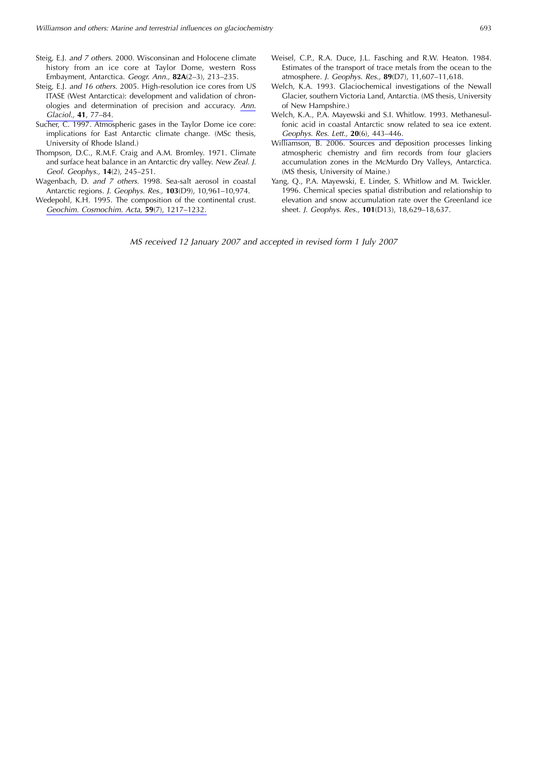Steig, E.J. *and 7 others*. 2000. Wisconsinan and Holocene climate history from an ice core at Taylor Dome, western Ross Embayment, Antarctica. *Geogr. Ann.,* **82A**(2–3), 213–235.

Steig, E.J. *and 16 others*. 2005. High-resolution ice cores from US ITASE (West Antarctica): development and validation of chronologies and determination of precision and accuracy. *Ann. Glaciol.,* **41**, 77–84.

Sucher, C. 1997. Atmospheric gases in the Taylor Dome ice core: implications for East Antarctic climate change. (MSc thesis, University of Rhode Island.)

Thompson, D.C., R.M.F. Craig and A.M. Bromley. 1971. Climate and surface heat balance in an Antarctic dry valley. *New Zeal. J. Geol. Geophys.,* **14**(2), 245–251.

Wagenbach, D. *and 7 others*. 1998. Sea-salt aerosol in coastal Antarctic regions. *J. Geophys. Res.,* **103**(D9), 10,961–10,974.

Wedepohl, K.H. 1995. The composition of the continental crust. *Geochim. Cosmochim. Acta,* **59**(7), 1217–1232.

Weisel, C.P., R.A. Duce, J.L. Fasching and R.W. Heaton. 1984. Estimates of the transport of trace metals from the ocean to the atmosphere. *J. Geophys. Res.,* **89**(D7), 11,607–11,618.

Welch, K.A. 1993. Glaciochemical investigations of the Newall Glacier, southern Victoria Land, Antarctia. (MS thesis, University of New Hampshire.)

Welch, K.A., P.A. Mayewski and S.I. Whitlow. 1993. Methanesulfonic acid in coastal Antarctic snow related to sea ice extent. *Geophys. Res. Lett.,* **20**(6), 443–446.

Williamson, B. 2006. Sources and deposition processes linking atmospheric chemistry and firn records from four glaciers accumulation zones in the McMurdo Dry Valleys, Antarctica. (MS thesis, University of Maine.)

Yang, Q., P.A. Mayewski, E. Linder, S. Whitlow and M. Twickler. 1996. Chemical species spatial distribution and relationship to elevation and snow accumulation rate over the Greenland ice sheet. *J. Geophys. Res.,* **101**(D13), 18,629–18,637.

*MS received 12 January 2007 and accepted in revised form 1 July 2007*